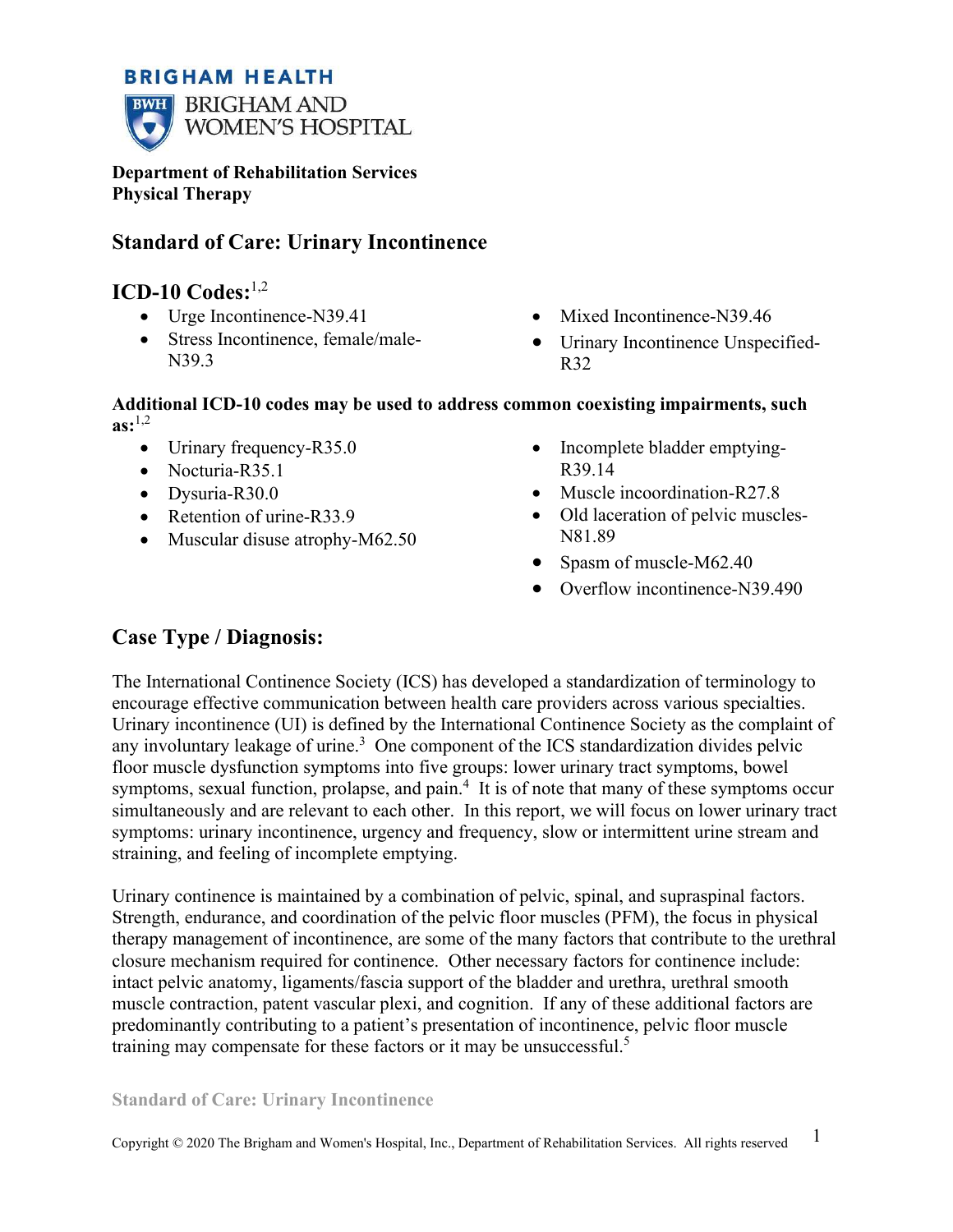BRIGHAM HEALTH

BRIGHAM AND WOMEN'S HOSPITAL

**Department of Rehabilitation Services**
**Physical Therapy**

## Standard of Care: Urinary Incontinence

### ICD-10 Codes:[1,2]

- Urge Incontinence-N39.41
- Stress Incontinence, female/male-N39.3
- Mixed Incontinence-N39.46
- Urinary Incontinence Unspecified-R32

**Additional ICD-10 codes may be used to address common coexisting impairments, such as:**[1,2]

- Urinary frequency-R35.0
- Nocturia-R35.1
- Dysuria-R30.0
- Retention of urine-R33.9
- Muscular disuse atrophy-M62.50
- Incomplete bladder emptying-R39.14
- Muscle incoordination-R27.8
- Old laceration of pelvic muscles-N81.89
- Spasm of muscle-M62.40
- Overflow incontinence-N39.490

### Case Type / Diagnosis:

The International Continence Society (ICS) has developed a standardization of terminology to encourage effective communication between health care providers across various specialties. Urinary incontinence (UI) is defined by the International Continence Society as the complaint of any involuntary leakage of urine.[3] One component of the ICS standardization divides pelvic floor muscle dysfunction symptoms into five groups: lower urinary tract symptoms, bowel symptoms, sexual function, prolapse, and pain.[4] It is of note that many of these symptoms occur simultaneously and are relevant to each other. In this report, we will focus on lower urinary tract symptoms: urinary incontinence, urgency and frequency, slow or intermittent urine stream and straining, and feeling of incomplete emptying.

Urinary continence is maintained by a combination of pelvic, spinal, and supraspinal factors. Strength, endurance, and coordination of the pelvic floor muscles (PFM), the focus in physical therapy management of incontinence, are some of the many factors that contribute to the urethral closure mechanism required for continence. Other necessary factors for continence include: intact pelvic anatomy, ligaments/fascia support of the bladder and urethra, urethral smooth muscle contraction, patent vascular plexi, and cognition. If any of these additional factors are predominantly contributing to a patient's presentation of incontinence, pelvic floor muscle training may compensate for these factors or it may be unsuccessful.[5]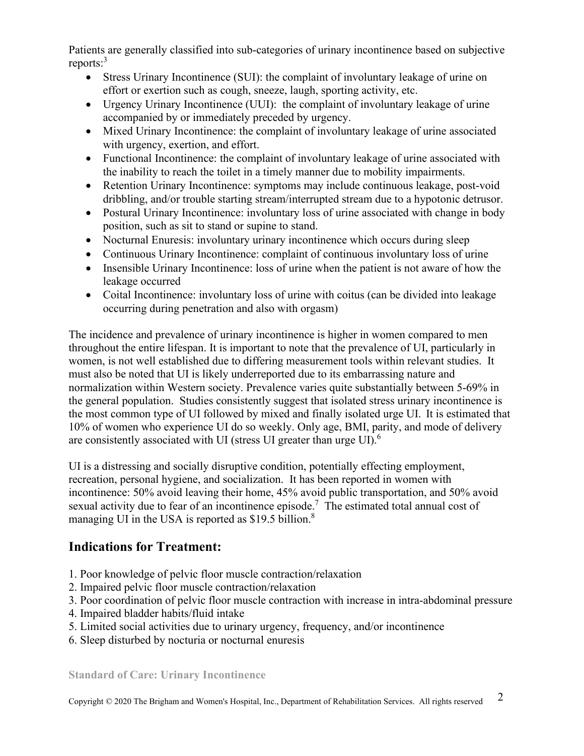Patients are generally classified into sub-categories of urinary incontinence based on subjective reports:[3]

- Stress Urinary Incontinence (SUI): the complaint of involuntary leakage of urine on effort or exertion such as cough, sneeze, laugh, sporting activity, etc.
- Urgency Urinary Incontinence (UUI): the complaint of involuntary leakage of urine accompanied by or immediately preceded by urgency.
- Mixed Urinary Incontinence: the complaint of involuntary leakage of urine associated with urgency, exertion, and effort.
- Functional Incontinence: the complaint of involuntary leakage of urine associated with the inability to reach the toilet in a timely manner due to mobility impairments.
- Retention Urinary Incontinence: symptoms may include continuous leakage, post-void dribbling, and/or trouble starting stream/interrupted stream due to a hypotonic detrusor.
- Postural Urinary Incontinence: involuntary loss of urine associated with change in body position, such as sit to stand or supine to stand.
- Nocturnal Enuresis: involuntary urinary incontinence which occurs during sleep
- Continuous Urinary Incontinence: complaint of continuous involuntary loss of urine
- Insensible Urinary Incontinence: loss of urine when the patient is not aware of how the leakage occurred
- Coital Incontinence: involuntary loss of urine with coitus (can be divided into leakage occurring during penetration and also with orgasm)

The incidence and prevalence of urinary incontinence is higher in women compared to men throughout the entire lifespan. It is important to note that the prevalence of UI, particularly in women, is not well established due to differing measurement tools within relevant studies. It must also be noted that UI is likely underreported due to its embarrassing nature and normalization within Western society. Prevalence varies quite substantially between 5-69% in the general population. Studies consistently suggest that isolated stress urinary incontinence is the most common type of UI followed by mixed and finally isolated urge UI. It is estimated that 10% of women who experience UI do so weekly. Only age, BMI, parity, and mode of delivery are consistently associated with UI (stress UI greater than urge UI).[6]

UI is a distressing and socially disruptive condition, potentially effecting employment, recreation, personal hygiene, and socialization. It has been reported in women with incontinence: 50% avoid leaving their home, 45% avoid public transportation, and 50% avoid sexual activity due to fear of an incontinence episode.[7] The estimated total annual cost of managing UI in the USA is reported as $19.5 billion.[8]

## Indications for Treatment:

1. Poor knowledge of pelvic floor muscle contraction/relaxation
2. Impaired pelvic floor muscle contraction/relaxation
3. Poor coordination of pelvic floor muscle contraction with increase in intra-abdominal pressure
4. Impaired bladder habits/fluid intake
5. Limited social activities due to urinary urgency, frequency, and/or incontinence
6. Sleep disturbed by nocturia or nocturnal enuresis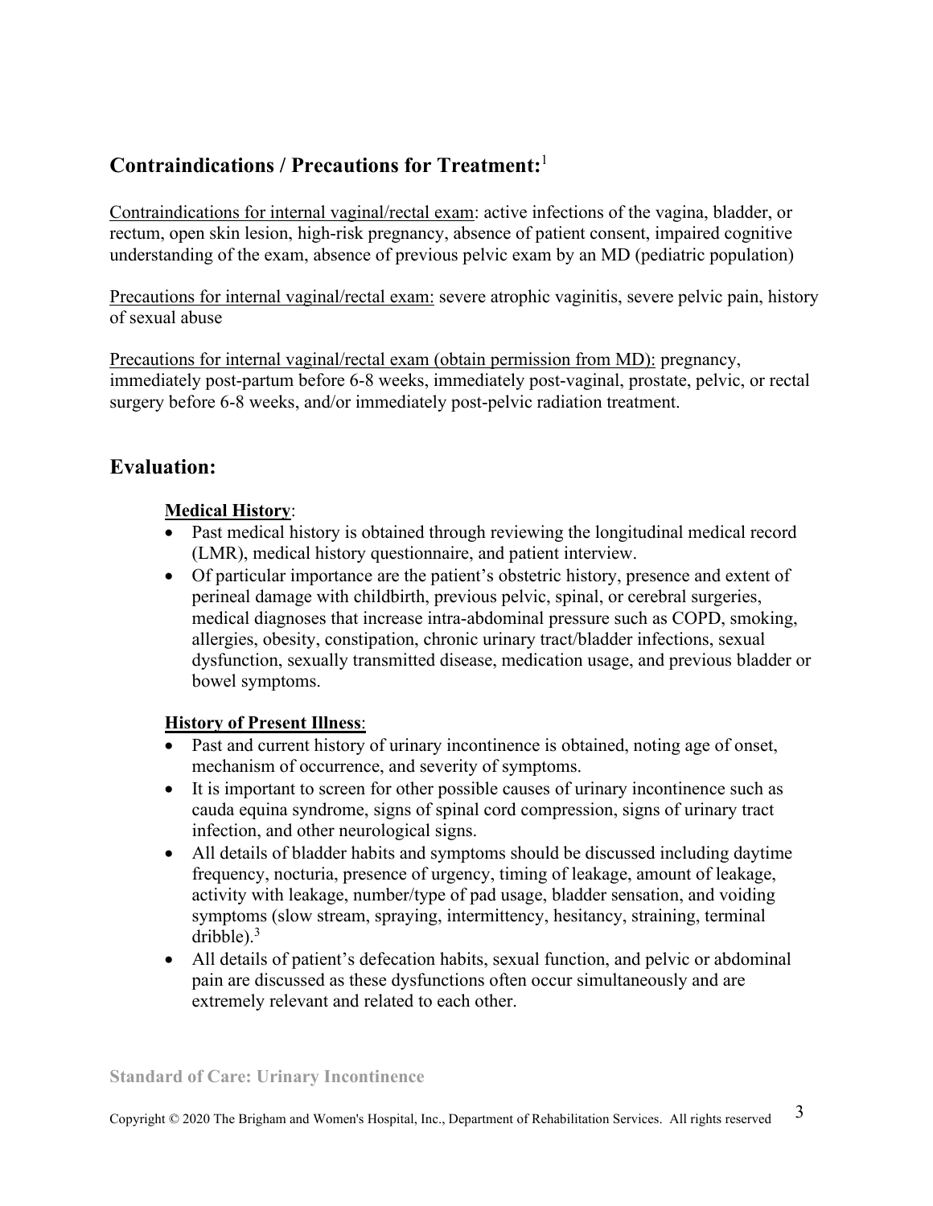## Contraindications / Precautions for Treatment:[1]

Contraindications for internal vaginal/rectal exam: active infections of the vagina, bladder, or rectum, open skin lesion, high-risk pregnancy, absence of patient consent, impaired cognitive understanding of the exam, absence of previous pelvic exam by an MD (pediatric population)

Precautions for internal vaginal/rectal exam: severe atrophic vaginitis, severe pelvic pain, history of sexual abuse

Precautions for internal vaginal/rectal exam (obtain permission from MD): pregnancy, immediately post-partum before 6-8 weeks, immediately post-vaginal, prostate, pelvic, or rectal surgery before 6-8 weeks, and/or immediately post-pelvic radiation treatment.

## Evaluation:

**Medical History**:

- Past medical history is obtained through reviewing the longitudinal medical record (LMR), medical history questionnaire, and patient interview.
- Of particular importance are the patient's obstetric history, presence and extent of perineal damage with childbirth, previous pelvic, spinal, or cerebral surgeries, medical diagnoses that increase intra-abdominal pressure such as COPD, smoking, allergies, obesity, constipation, chronic urinary tract/bladder infections, sexual dysfunction, sexually transmitted disease, medication usage, and previous bladder or bowel symptoms.

**History of Present Illness**:

- Past and current history of urinary incontinence is obtained, noting age of onset, mechanism of occurrence, and severity of symptoms.
- It is important to screen for other possible causes of urinary incontinence such as cauda equina syndrome, signs of spinal cord compression, signs of urinary tract infection, and other neurological signs.
- All details of bladder habits and symptoms should be discussed including daytime frequency, nocturia, presence of urgency, timing of leakage, amount of leakage, activity with leakage, number/type of pad usage, bladder sensation, and voiding symptoms (slow stream, spraying, intermittency, hesitancy, straining, terminal dribble).[3]
- All details of patient's defecation habits, sexual function, and pelvic or abdominal pain are discussed as these dysfunctions often occur simultaneously and are extremely relevant and related to each other.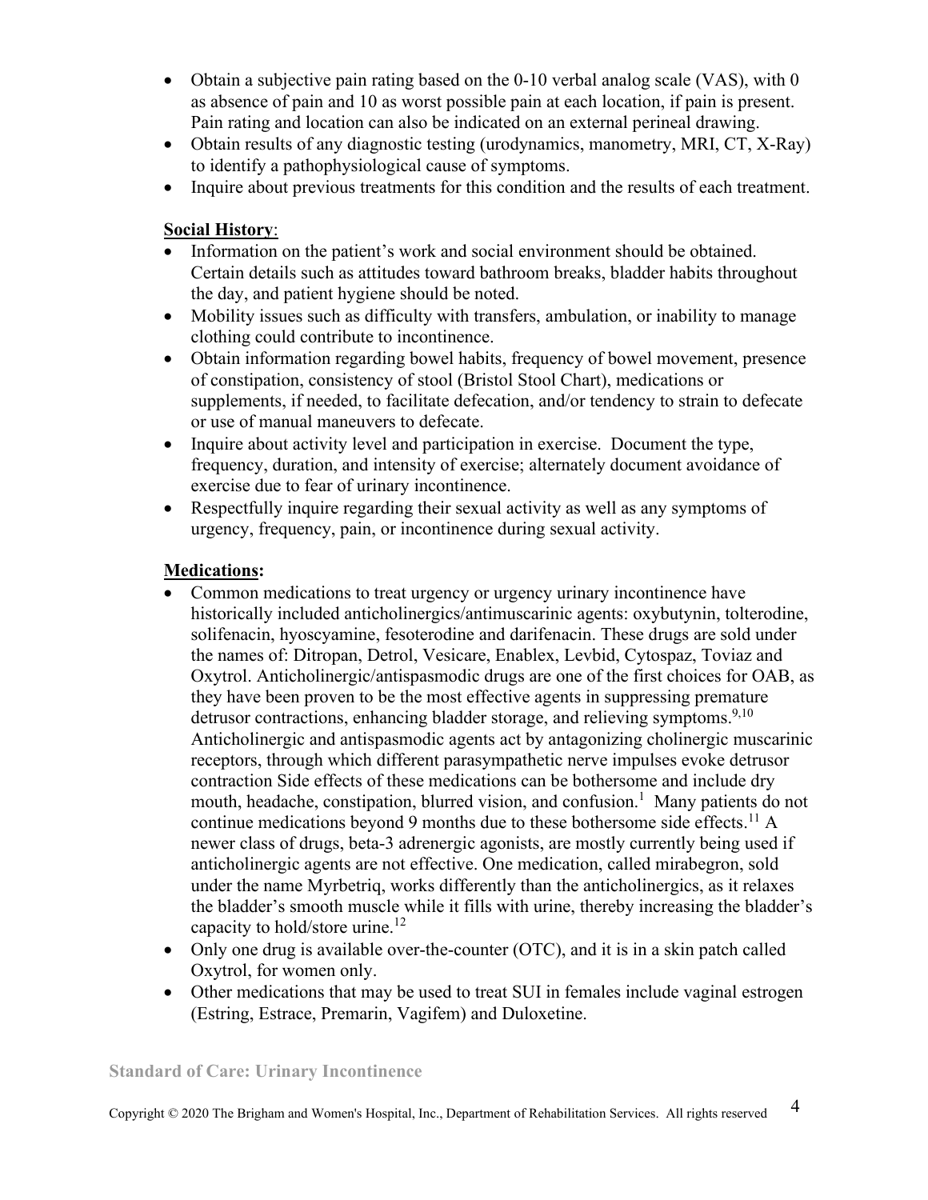- Obtain a subjective pain rating based on the 0-10 verbal analog scale (VAS), with 0 as absence of pain and 10 as worst possible pain at each location, if pain is present. Pain rating and location can also be indicated on an external perineal drawing.
- Obtain results of any diagnostic testing (urodynamics, manometry, MRI, CT, X-Ray) to identify a pathophysiological cause of symptoms.
- Inquire about previous treatments for this condition and the results of each treatment.

**Social History**:

- Information on the patient's work and social environment should be obtained. Certain details such as attitudes toward bathroom breaks, bladder habits throughout the day, and patient hygiene should be noted.
- Mobility issues such as difficulty with transfers, ambulation, or inability to manage clothing could contribute to incontinence.
- Obtain information regarding bowel habits, frequency of bowel movement, presence of constipation, consistency of stool (Bristol Stool Chart), medications or supplements, if needed, to facilitate defecation, and/or tendency to strain to defecate or use of manual maneuvers to defecate.
- Inquire about activity level and participation in exercise. Document the type, frequency, duration, and intensity of exercise; alternately document avoidance of exercise due to fear of urinary incontinence.
- Respectfully inquire regarding their sexual activity as well as any symptoms of urgency, frequency, pain, or incontinence during sexual activity.

**Medications:**

- Common medications to treat urgency or urgency urinary incontinence have historically included anticholinergics/antimuscarinic agents: oxybutynin, tolterodine, solifenacin, hyoscyamine, fesoterodine and darifenacin. These drugs are sold under the names of: Ditropan, Detrol, Vesicare, Enablex, Levbid, Cytospaz, Toviaz and Oxytrol. Anticholinergic/antispasmodic drugs are one of the first choices for OAB, as they have been proven to be the most effective agents in suppressing premature detrusor contractions, enhancing bladder storage, and relieving symptoms.[9,10] Anticholinergic and antispasmodic agents act by antagonizing cholinergic muscarinic receptors, through which different parasympathetic nerve impulses evoke detrusor contraction Side effects of these medications can be bothersome and include dry mouth, headache, constipation, blurred vision, and confusion.[1] Many patients do not continue medications beyond 9 months due to these bothersome side effects.[11] A newer class of drugs, beta-3 adrenergic agonists, are mostly currently being used if anticholinergic agents are not effective. One medication, called mirabegron, sold under the name Myrbetriq, works differently than the anticholinergics, as it relaxes the bladder's smooth muscle while it fills with urine, thereby increasing the bladder's capacity to hold/store urine.[12]
- Only one drug is available over-the-counter (OTC), and it is in a skin patch called Oxytrol, for women only.
- Other medications that may be used to treat SUI in females include vaginal estrogen (Estring, Estrace, Premarin, Vagifem) and Duloxetine.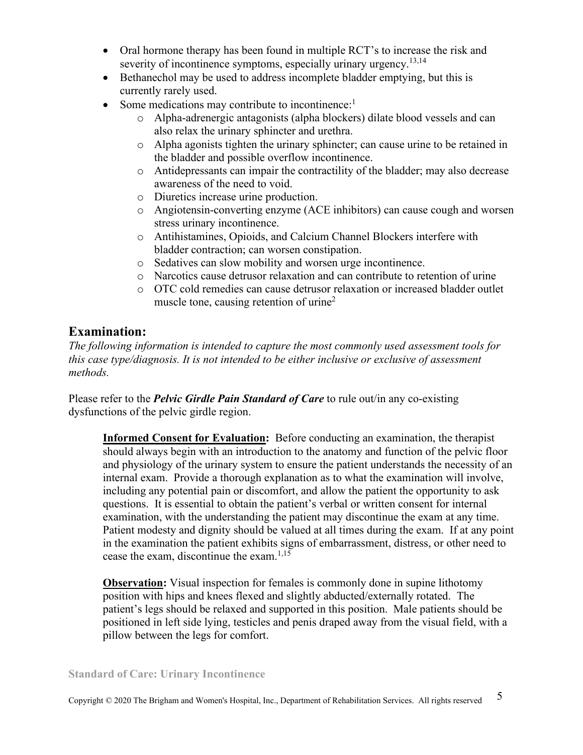- Oral hormone therapy has been found in multiple RCT's to increase the risk and severity of incontinence symptoms, especially urinary urgency.[13,14]
- Bethanechol may be used to address incomplete bladder emptying, but this is currently rarely used.
- Some medications may contribute to incontinence:[1]
    - Alpha-adrenergic antagonists (alpha blockers) dilate blood vessels and can also relax the urinary sphincter and urethra.
    - Alpha agonists tighten the urinary sphincter; can cause urine to be retained in the bladder and possible overflow incontinence.
    - Antidepressants can impair the contractility of the bladder; may also decrease awareness of the need to void.
    - Diuretics increase urine production.
    - Angiotensin-converting enzyme (ACE inhibitors) can cause cough and worsen stress urinary incontinence.
    - Antihistamines, Opioids, and Calcium Channel Blockers interfere with bladder contraction; can worsen constipation.
    - Sedatives can slow mobility and worsen urge incontinence.
    - Narcotics cause detrusor relaxation and can contribute to retention of urine
    - OTC cold remedies can cause detrusor relaxation or increased bladder outlet muscle tone, causing retention of urine[2]

## Examination:

*The following information is intended to capture the most commonly used assessment tools for this case type/diagnosis. It is not intended to be either inclusive or exclusive of assessment methods.*

Please refer to the ***Pelvic Girdle Pain Standard of Care*** to rule out/in any co-existing dysfunctions of the pelvic girdle region.

**Informed Consent for Evaluation:** Before conducting an examination, the therapist should always begin with an introduction to the anatomy and function of the pelvic floor and physiology of the urinary system to ensure the patient understands the necessity of an internal exam. Provide a thorough explanation as to what the examination will involve, including any potential pain or discomfort, and allow the patient the opportunity to ask questions. It is essential to obtain the patient's verbal or written consent for internal examination, with the understanding the patient may discontinue the exam at any time. Patient modesty and dignity should be valued at all times during the exam. If at any point in the examination the patient exhibits signs of embarrassment, distress, or other need to cease the exam, discontinue the exam.[1,15]

**Observation:** Visual inspection for females is commonly done in supine lithotomy position with hips and knees flexed and slightly abducted/externally rotated. The patient's legs should be relaxed and supported in this position. Male patients should be positioned in left side lying, testicles and penis draped away from the visual field, with a pillow between the legs for comfort.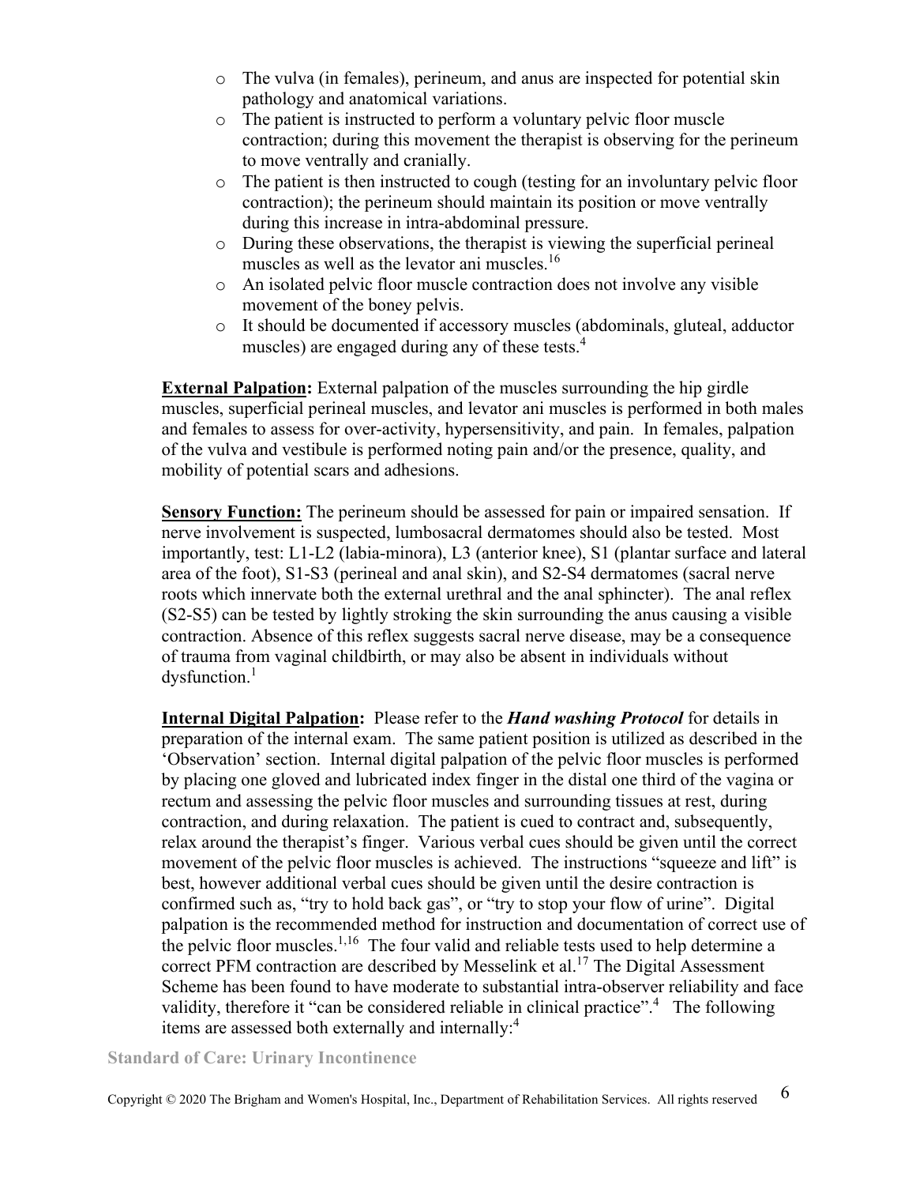- The vulva (in females), perineum, and anus are inspected for potential skin pathology and anatomical variations.
- The patient is instructed to perform a voluntary pelvic floor muscle contraction; during this movement the therapist is observing for the perineum to move ventrally and cranially.
- The patient is then instructed to cough (testing for an involuntary pelvic floor contraction); the perineum should maintain its position or move ventrally during this increase in intra-abdominal pressure.
- During these observations, the therapist is viewing the superficial perineal muscles as well as the levator ani muscles.[16]
- An isolated pelvic floor muscle contraction does not involve any visible movement of the boney pelvis.
- It should be documented if accessory muscles (abdominals, gluteal, adductor muscles) are engaged during any of these tests.[4]

**External Palpation:** External palpation of the muscles surrounding the hip girdle muscles, superficial perineal muscles, and levator ani muscles is performed in both males and females to assess for over-activity, hypersensitivity, and pain. In females, palpation of the vulva and vestibule is performed noting pain and/or the presence, quality, and mobility of potential scars and adhesions.

**Sensory Function:** The perineum should be assessed for pain or impaired sensation. If nerve involvement is suspected, lumbosacral dermatomes should also be tested. Most importantly, test: L1-L2 (labia-minora), L3 (anterior knee), S1 (plantar surface and lateral area of the foot), S1-S3 (perineal and anal skin), and S2-S4 dermatomes (sacral nerve roots which innervate both the external urethral and the anal sphincter). The anal reflex (S2-S5) can be tested by lightly stroking the skin surrounding the anus causing a visible contraction. Absence of this reflex suggests sacral nerve disease, may be a consequence of trauma from vaginal childbirth, or may also be absent in individuals without dysfunction.[1]

**Internal Digital Palpation:** Please refer to the ***Hand washing Protocol*** for details in preparation of the internal exam. The same patient position is utilized as described in the 'Observation' section. Internal digital palpation of the pelvic floor muscles is performed by placing one gloved and lubricated index finger in the distal one third of the vagina or rectum and assessing the pelvic floor muscles and surrounding tissues at rest, during contraction, and during relaxation. The patient is cued to contract and, subsequently, relax around the therapist's finger. Various verbal cues should be given until the correct movement of the pelvic floor muscles is achieved. The instructions "squeeze and lift" is best, however additional verbal cues should be given until the desire contraction is confirmed such as, "try to hold back gas", or "try to stop your flow of urine". Digital palpation is the recommended method for instruction and documentation of correct use of the pelvic floor muscles.[1,16] The four valid and reliable tests used to help determine a correct PFM contraction are described by Messelink et al.[17] The Digital Assessment Scheme has been found to have moderate to substantial intra-observer reliability and face validity, therefore it "can be considered reliable in clinical practice".[4] The following items are assessed both externally and internally:[4]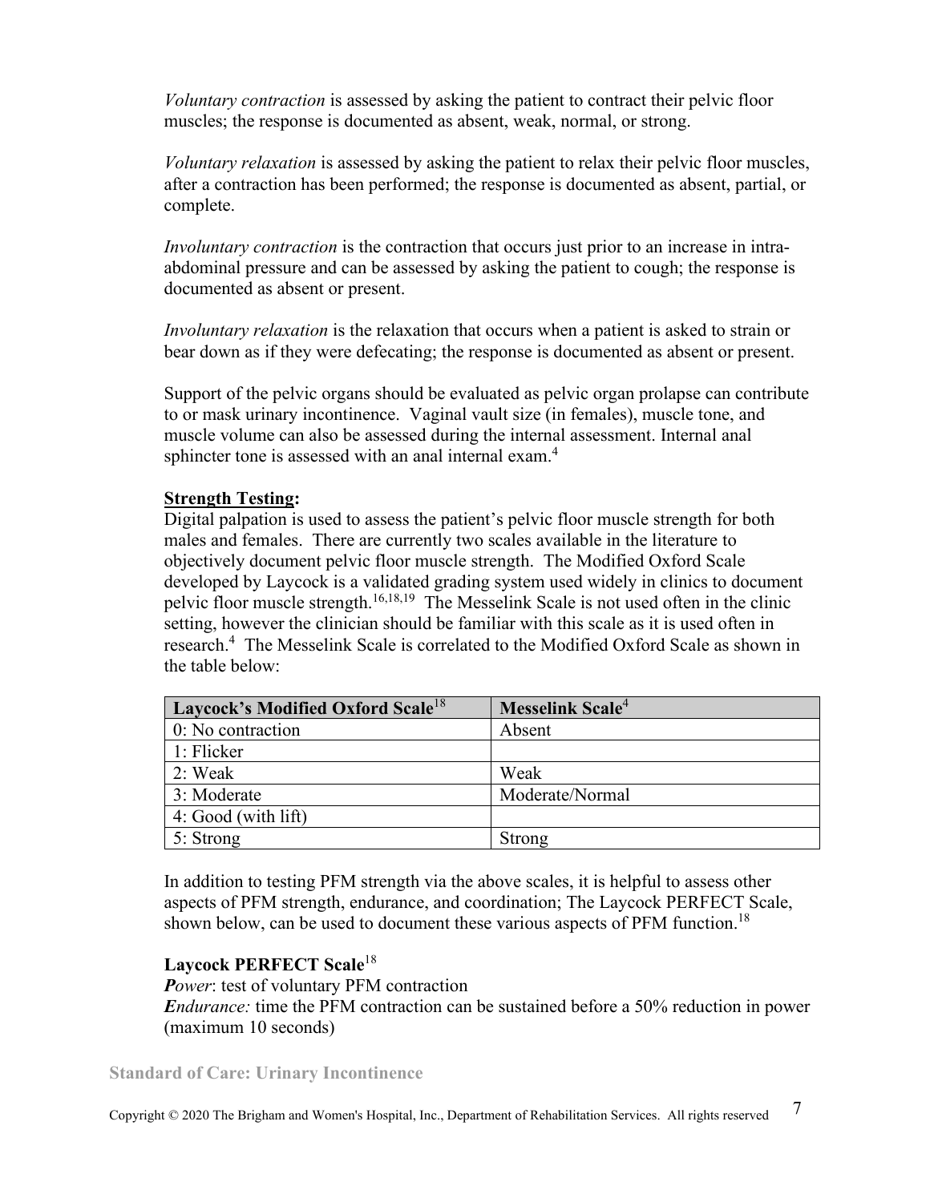*Voluntary contraction* is assessed by asking the patient to contract their pelvic floor muscles; the response is documented as absent, weak, normal, or strong.

*Voluntary relaxation* is assessed by asking the patient to relax their pelvic floor muscles, after a contraction has been performed; the response is documented as absent, partial, or complete.

*Involuntary contraction* is the contraction that occurs just prior to an increase in intra-abdominal pressure and can be assessed by asking the patient to cough; the response is documented as absent or present.

*Involuntary relaxation* is the relaxation that occurs when a patient is asked to strain or bear down as if they were defecating; the response is documented as absent or present.

Support of the pelvic organs should be evaluated as pelvic organ prolapse can contribute to or mask urinary incontinence. Vaginal vault size (in females), muscle tone, and muscle volume can also be assessed during the internal assessment. Internal anal sphincter tone is assessed with an anal internal exam.[4]

**Strength Testing:**
Digital palpation is used to assess the patient's pelvic floor muscle strength for both males and females. There are currently two scales available in the literature to objectively document pelvic floor muscle strength. The Modified Oxford Scale developed by Laycock is a validated grading system used widely in clinics to document pelvic floor muscle strength.[16,18,19] The Messelink Scale is not used often in the clinic setting, however the clinician should be familiar with this scale as it is used often in research.[4] The Messelink Scale is correlated to the Modified Oxford Scale as shown in the table below:

| Laycock's Modified Oxford Scale[18] | Messelink Scale[4] |
|---|---|
| 0: No contraction | Absent |
| 1: Flicker | |
| 2: Weak | Weak |
| 3: Moderate | Moderate/Normal |
| 4: Good (with lift) | |
| 5: Strong | Strong |

In addition to testing PFM strength via the above scales, it is helpful to assess other aspects of PFM strength, endurance, and coordination; The Laycock PERFECT Scale, shown below, can be used to document these various aspects of PFM function.[18]

**Laycock PERFECT Scale**[18]
***P**ower*: test of voluntary PFM contraction
***E**ndurance:* time the PFM contraction can be sustained before a 50% reduction in power (maximum 10 seconds)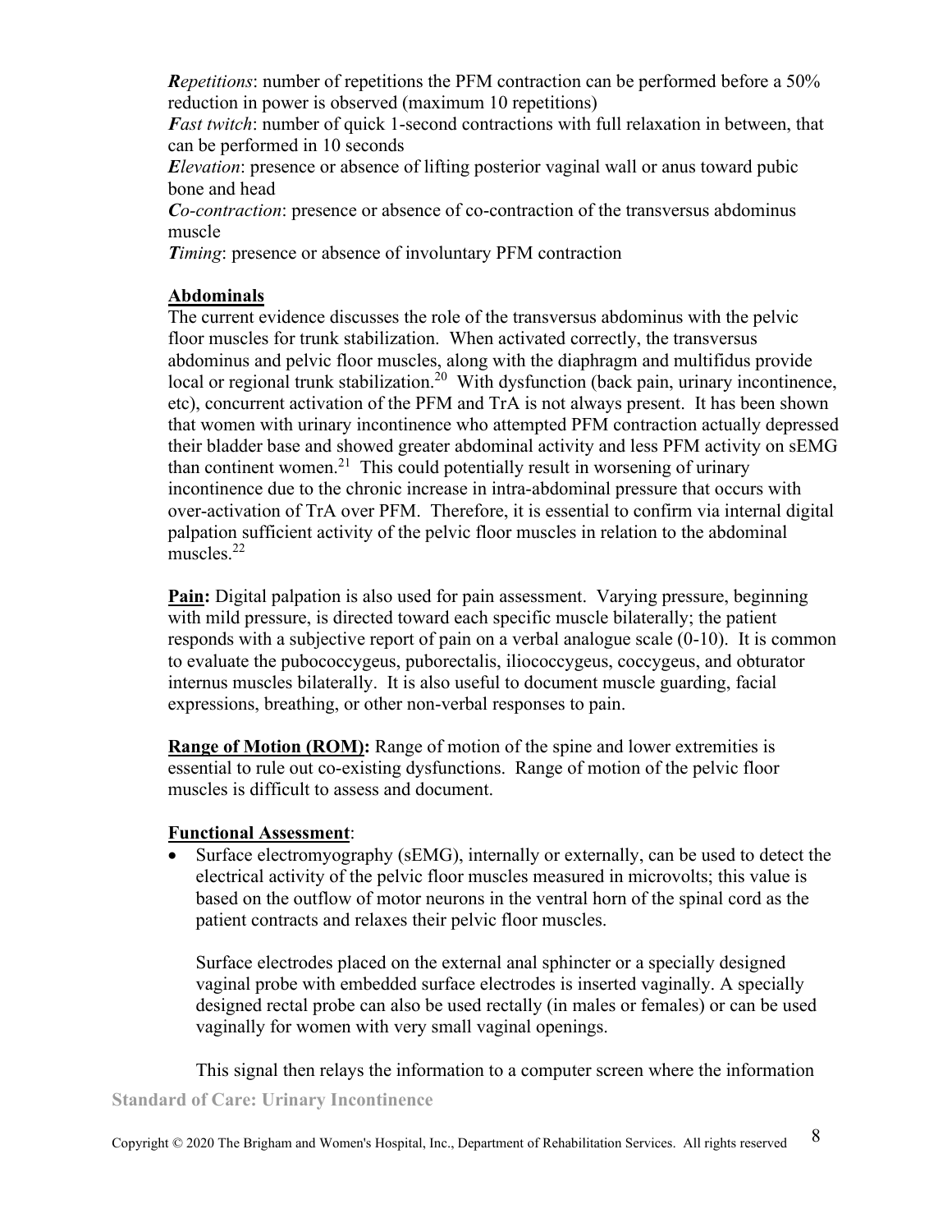***R**epetitions*: number of repetitions the PFM contraction can be performed before a 50% reduction in power is observed (maximum 10 repetitions)
***F**ast twitch*: number of quick 1-second contractions with full relaxation in between, that can be performed in 10 seconds
***E**levation*: presence or absence of lifting posterior vaginal wall or anus toward pubic bone and head
***C**o-contraction*: presence or absence of co-contraction of the transversus abdominus muscle
***T**iming*: presence or absence of involuntary PFM contraction

**Abdominals**

The current evidence discusses the role of the transversus abdominus with the pelvic floor muscles for trunk stabilization. When activated correctly, the transversus abdominus and pelvic floor muscles, along with the diaphragm and multifidus provide local or regional trunk stabilization.[20] With dysfunction (back pain, urinary incontinence, etc), concurrent activation of the PFM and TrA is not always present. It has been shown that women with urinary incontinence who attempted PFM contraction actually depressed their bladder base and showed greater abdominal activity and less PFM activity on sEMG than continent women.[21] This could potentially result in worsening of urinary incontinence due to the chronic increase in intra-abdominal pressure that occurs with over-activation of TrA over PFM. Therefore, it is essential to confirm via internal digital palpation sufficient activity of the pelvic floor muscles in relation to the abdominal muscles.[22]

**Pain:** Digital palpation is also used for pain assessment. Varying pressure, beginning with mild pressure, is directed toward each specific muscle bilaterally; the patient responds with a subjective report of pain on a verbal analogue scale (0-10). It is common to evaluate the pubococcygeus, puborectalis, iliococcygeus, coccygeus, and obturator internus muscles bilaterally. It is also useful to document muscle guarding, facial expressions, breathing, or other non-verbal responses to pain.

**Range of Motion (ROM):** Range of motion of the spine and lower extremities is essential to rule out co-existing dysfunctions. Range of motion of the pelvic floor muscles is difficult to assess and document.

**Functional Assessment**:

- Surface electromyography (sEMG), internally or externally, can be used to detect the electrical activity of the pelvic floor muscles measured in microvolts; this value is based on the outflow of motor neurons in the ventral horn of the spinal cord as the patient contracts and relaxes their pelvic floor muscles.

  Surface electrodes placed on the external anal sphincter or a specially designed vaginal probe with embedded surface electrodes is inserted vaginally. A specially designed rectal probe can also be used rectally (in males or females) or can be used vaginally for women with very small vaginal openings.

  This signal then relays the information to a computer screen where the information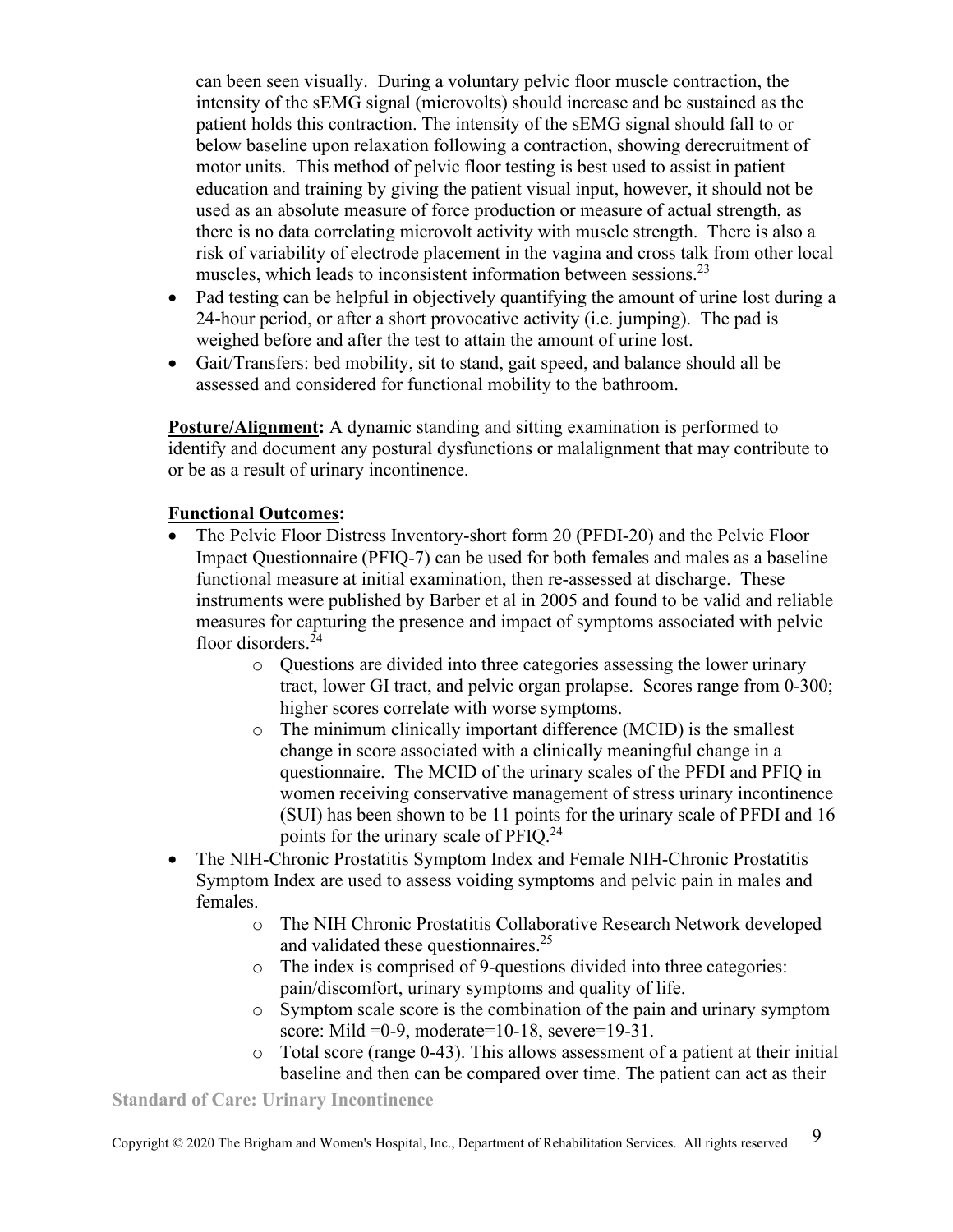can been seen visually. During a voluntary pelvic floor muscle contraction, the intensity of the sEMG signal (microvolts) should increase and be sustained as the patient holds this contraction. The intensity of the sEMG signal should fall to or below baseline upon relaxation following a contraction, showing derecruitment of motor units. This method of pelvic floor testing is best used to assist in patient education and training by giving the patient visual input, however, it should not be used as an absolute measure of force production or measure of actual strength, as there is no data correlating microvolt activity with muscle strength. There is also a risk of variability of electrode placement in the vagina and cross talk from other local muscles, which leads to inconsistent information between sessions.[23]

- Pad testing can be helpful in objectively quantifying the amount of urine lost during a 24-hour period, or after a short provocative activity (i.e. jumping). The pad is weighed before and after the test to attain the amount of urine lost.
- Gait/Transfers: bed mobility, sit to stand, gait speed, and balance should all be assessed and considered for functional mobility to the bathroom.

**Posture/Alignment:** A dynamic standing and sitting examination is performed to identify and document any postural dysfunctions or malalignment that may contribute to or be as a result of urinary incontinence.

**Functional Outcomes:**

- The Pelvic Floor Distress Inventory-short form 20 (PFDI-20) and the Pelvic Floor Impact Questionnaire (PFIQ-7) can be used for both females and males as a baseline functional measure at initial examination, then re-assessed at discharge. These instruments were published by Barber et al in 2005 and found to be valid and reliable measures for capturing the presence and impact of symptoms associated with pelvic floor disorders.[24]
  - Questions are divided into three categories assessing the lower urinary tract, lower GI tract, and pelvic organ prolapse. Scores range from 0-300; higher scores correlate with worse symptoms.
  - The minimum clinically important difference (MCID) is the smallest change in score associated with a clinically meaningful change in a questionnaire. The MCID of the urinary scales of the PFDI and PFIQ in women receiving conservative management of stress urinary incontinence (SUI) has been shown to be 11 points for the urinary scale of PFDI and 16 points for the urinary scale of PFIQ.[24]
- The NIH-Chronic Prostatitis Symptom Index and Female NIH-Chronic Prostatitis Symptom Index are used to assess voiding symptoms and pelvic pain in males and females.
  - The NIH Chronic Prostatitis Collaborative Research Network developed and validated these questionnaires.[25]
  - The index is comprised of 9-questions divided into three categories: pain/discomfort, urinary symptoms and quality of life.
  - Symptom scale score is the combination of the pain and urinary symptom score: Mild =0-9, moderate=10-18, severe=19-31.
  - Total score (range 0-43). This allows assessment of a patient at their initial baseline and then can be compared over time. The patient can act as their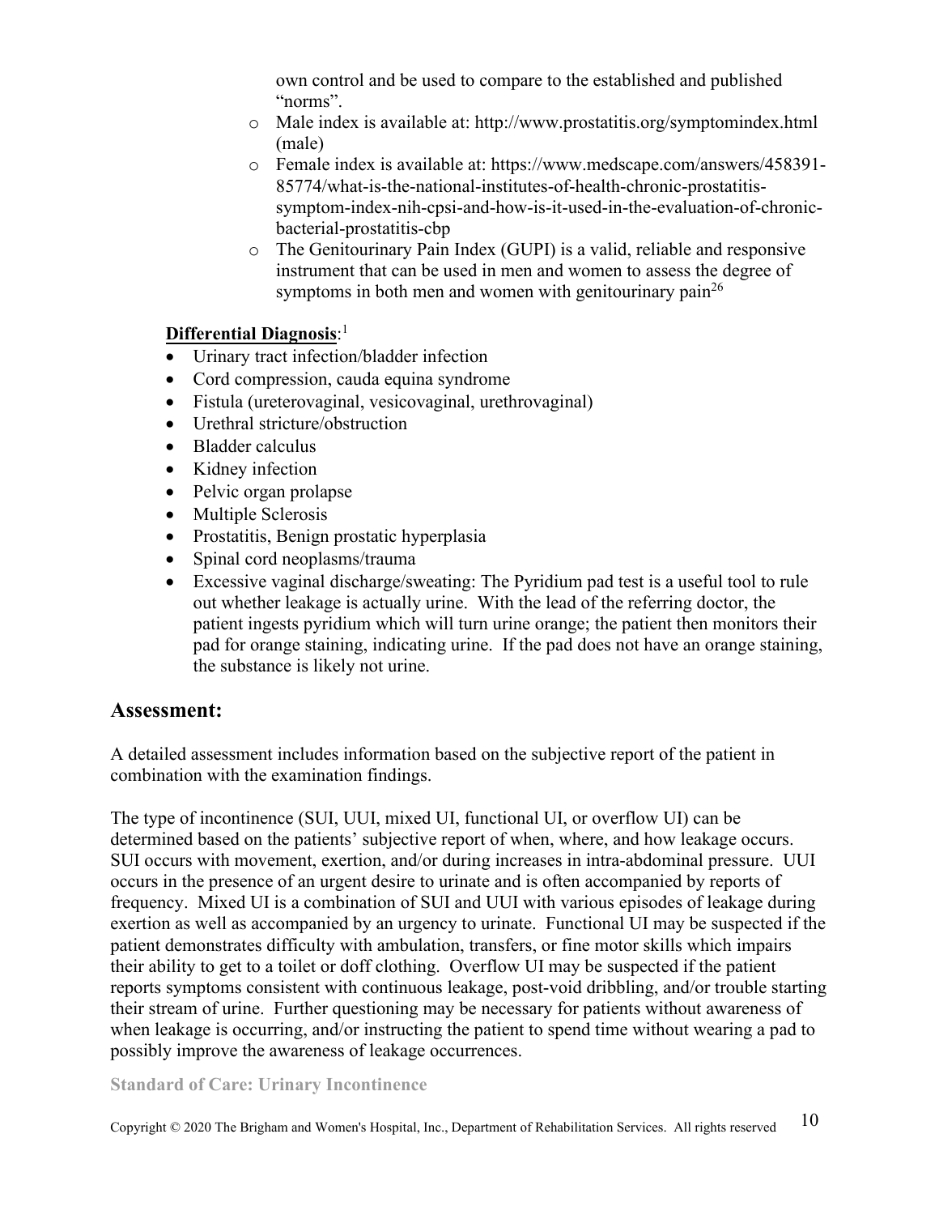own control and be used to compare to the established and published "norms".

  - Male index is available at: http://www.prostatitis.org/symptomindex.html (male)
  - Female index is available at: https://www.medscape.com/answers/458391-85774/what-is-the-national-institutes-of-health-chronic-prostatitis-symptom-index-nih-cpsi-and-how-is-it-used-in-the-evaluation-of-chronic-bacterial-prostatitis-cbp
  - The Genitourinary Pain Index (GUPI) is a valid, reliable and responsive instrument that can be used in men and women to assess the degree of symptoms in both men and women with genitourinary pain[26]

**Differential Diagnosis**:[1]

- Urinary tract infection/bladder infection
- Cord compression, cauda equina syndrome
- Fistula (ureterovaginal, vesicovaginal, urethrovaginal)
- Urethral stricture/obstruction
- Bladder calculus
- Kidney infection
- Pelvic organ prolapse
- Multiple Sclerosis
- Prostatitis, Benign prostatic hyperplasia
- Spinal cord neoplasms/trauma
- Excessive vaginal discharge/sweating: The Pyridium pad test is a useful tool to rule out whether leakage is actually urine. With the lead of the referring doctor, the patient ingests pyridium which will turn urine orange; the patient then monitors their pad for orange staining, indicating urine. If the pad does not have an orange staining, the substance is likely not urine.

## Assessment:

A detailed assessment includes information based on the subjective report of the patient in combination with the examination findings.

The type of incontinence (SUI, UUI, mixed UI, functional UI, or overflow UI) can be determined based on the patients' subjective report of when, where, and how leakage occurs. SUI occurs with movement, exertion, and/or during increases in intra-abdominal pressure. UUI occurs in the presence of an urgent desire to urinate and is often accompanied by reports of frequency. Mixed UI is a combination of SUI and UUI with various episodes of leakage during exertion as well as accompanied by an urgency to urinate. Functional UI may be suspected if the patient demonstrates difficulty with ambulation, transfers, or fine motor skills which impairs their ability to get to a toilet or doff clothing. Overflow UI may be suspected if the patient reports symptoms consistent with continuous leakage, post-void dribbling, and/or trouble starting their stream of urine. Further questioning may be necessary for patients without awareness of when leakage is occurring, and/or instructing the patient to spend time without wearing a pad to possibly improve the awareness of leakage occurrences.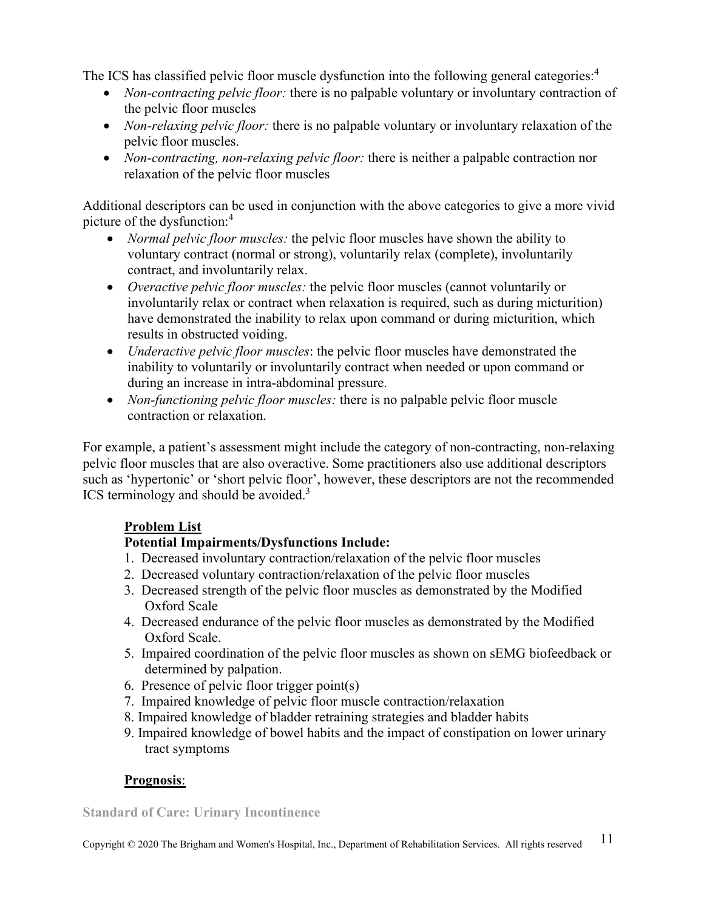The ICS has classified pelvic floor muscle dysfunction into the following general categories:[4]

- *Non-contracting pelvic floor:* there is no palpable voluntary or involuntary contraction of the pelvic floor muscles
- *Non-relaxing pelvic floor:* there is no palpable voluntary or involuntary relaxation of the pelvic floor muscles.
- *Non-contracting, non-relaxing pelvic floor:* there is neither a palpable contraction nor relaxation of the pelvic floor muscles

Additional descriptors can be used in conjunction with the above categories to give a more vivid picture of the dysfunction:[4]

- *Normal pelvic floor muscles:* the pelvic floor muscles have shown the ability to voluntary contract (normal or strong), voluntarily relax (complete), involuntarily contract, and involuntarily relax.
- *Overactive pelvic floor muscles:* the pelvic floor muscles (cannot voluntarily or involuntarily relax or contract when relaxation is required, such as during micturition) have demonstrated the inability to relax upon command or during micturition, which results in obstructed voiding.
- *Underactive pelvic floor muscles*: the pelvic floor muscles have demonstrated the inability to voluntarily or involuntarily contract when needed or upon command or during an increase in intra-abdominal pressure.
- *Non-functioning pelvic floor muscles:* there is no palpable pelvic floor muscle contraction or relaxation.

For example, a patient's assessment might include the category of non-contracting, non-relaxing pelvic floor muscles that are also overactive. Some practitioners also use additional descriptors such as 'hypertonic' or 'short pelvic floor', however, these descriptors are not the recommended ICS terminology and should be avoided.[3]

## Problem List

**Potential Impairments/Dysfunctions Include:**

1. Decreased involuntary contraction/relaxation of the pelvic floor muscles
2. Decreased voluntary contraction/relaxation of the pelvic floor muscles
3. Decreased strength of the pelvic floor muscles as demonstrated by the Modified Oxford Scale
4. Decreased endurance of the pelvic floor muscles as demonstrated by the Modified Oxford Scale.
5. Impaired coordination of the pelvic floor muscles as shown on sEMG biofeedback or determined by palpation.
6. Presence of pelvic floor trigger point(s)
7. Impaired knowledge of pelvic floor muscle contraction/relaxation
8. Impaired knowledge of bladder retraining strategies and bladder habits
9. Impaired knowledge of bowel habits and the impact of constipation on lower urinary tract symptoms

## Prognosis: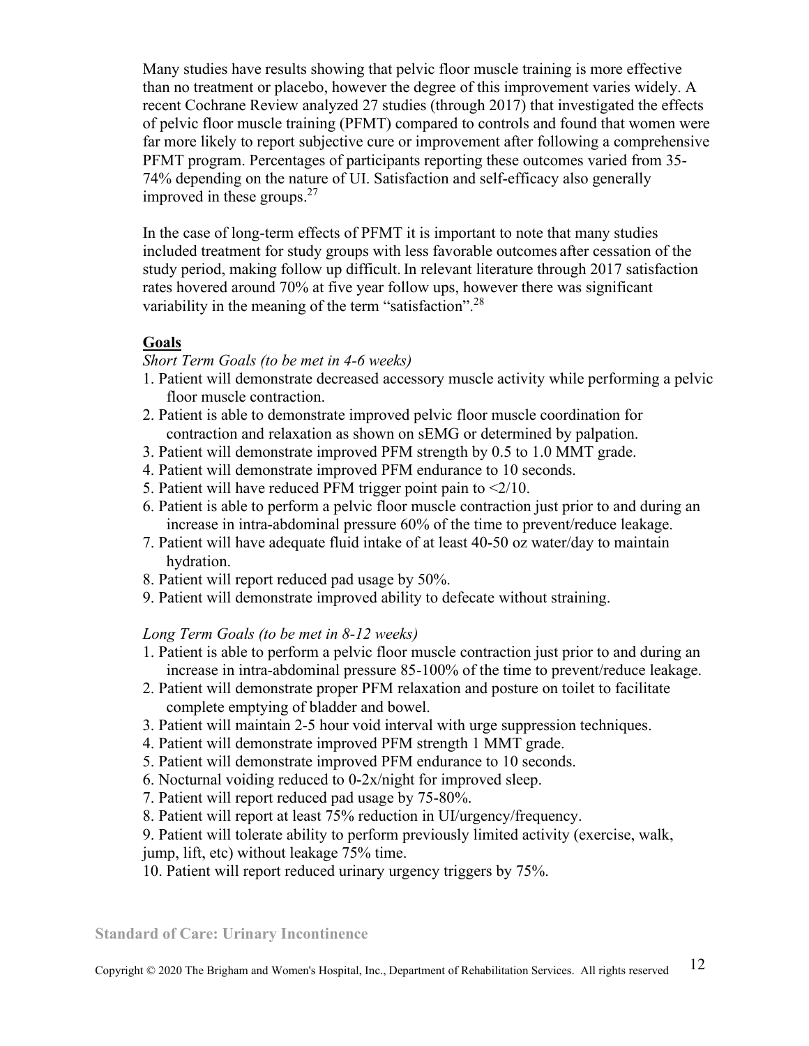Many studies have results showing that pelvic floor muscle training is more effective than no treatment or placebo, however the degree of this improvement varies widely. A recent Cochrane Review analyzed 27 studies (through 2017) that investigated the effects of pelvic floor muscle training (PFMT) compared to controls and found that women were far more likely to report subjective cure or improvement after following a comprehensive PFMT program. Percentages of participants reporting these outcomes varied from 35-74% depending on the nature of UI. Satisfaction and self-efficacy also generally improved in these groups.[27]

In the case of long-term effects of PFMT it is important to note that many studies included treatment for study groups with less favorable outcomes after cessation of the study period, making follow up difficult. In relevant literature through 2017 satisfaction rates hovered around 70% at five year follow ups, however there was significant variability in the meaning of the term "satisfaction".[28]

## Goals

*Short Term Goals (to be met in 4-6 weeks)*

1. Patient will demonstrate decreased accessory muscle activity while performing a pelvic floor muscle contraction.
2. Patient is able to demonstrate improved pelvic floor muscle coordination for contraction and relaxation as shown on sEMG or determined by palpation.
3. Patient will demonstrate improved PFM strength by 0.5 to 1.0 MMT grade.
4. Patient will demonstrate improved PFM endurance to 10 seconds.
5. Patient will have reduced PFM trigger point pain to <2/10.
6. Patient is able to perform a pelvic floor muscle contraction just prior to and during an increase in intra-abdominal pressure 60% of the time to prevent/reduce leakage.
7. Patient will have adequate fluid intake of at least 40-50 oz water/day to maintain hydration.
8. Patient will report reduced pad usage by 50%.
9. Patient will demonstrate improved ability to defecate without straining.

*Long Term Goals (to be met in 8-12 weeks)*

1. Patient is able to perform a pelvic floor muscle contraction just prior to and during an increase in intra-abdominal pressure 85-100% of the time to prevent/reduce leakage.
2. Patient will demonstrate proper PFM relaxation and posture on toilet to facilitate complete emptying of bladder and bowel.
3. Patient will maintain 2-5 hour void interval with urge suppression techniques.
4. Patient will demonstrate improved PFM strength 1 MMT grade.
5. Patient will demonstrate improved PFM endurance to 10 seconds.
6. Nocturnal voiding reduced to 0-2x/night for improved sleep.
7. Patient will report reduced pad usage by 75-80%.
8. Patient will report at least 75% reduction in UI/urgency/frequency.
9. Patient will tolerate ability to perform previously limited activity (exercise, walk, jump, lift, etc) without leakage 75% time.
10. Patient will report reduced urinary urgency triggers by 75%.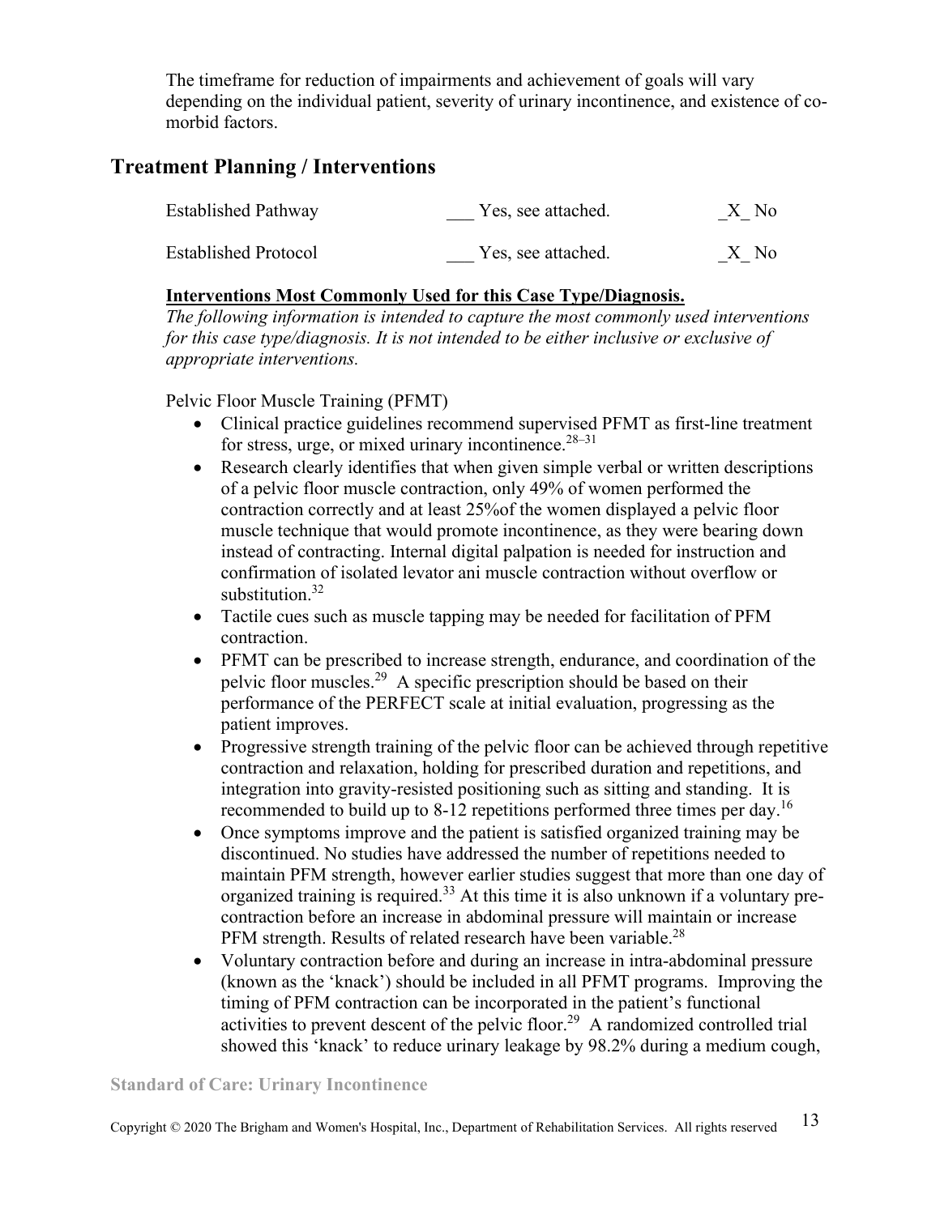The timeframe for reduction of impairments and achievement of goals will vary depending on the individual patient, severity of urinary incontinence, and existence of co-morbid factors.

## Treatment Planning / Interventions

| | | |
|---|---|---|
| Established Pathway | ___ Yes, see attached. | _X_ No |
| Established Protocol | ___ Yes, see attached. | _X_ No |

**Interventions Most Commonly Used for this Case Type/Diagnosis.**

*The following information is intended to capture the most commonly used interventions for this case type/diagnosis. It is not intended to be either inclusive or exclusive of appropriate interventions.*

Pelvic Floor Muscle Training (PFMT)

- Clinical practice guidelines recommend supervised PFMT as first-line treatment for stress, urge, or mixed urinary incontinence.[28–31]
- Research clearly identifies that when given simple verbal or written descriptions of a pelvic floor muscle contraction, only 49% of women performed the contraction correctly and at least 25%of the women displayed a pelvic floor muscle technique that would promote incontinence, as they were bearing down instead of contracting. Internal digital palpation is needed for instruction and confirmation of isolated levator ani muscle contraction without overflow or substitution.[32]
- Tactile cues such as muscle tapping may be needed for facilitation of PFM contraction.
- PFMT can be prescribed to increase strength, endurance, and coordination of the pelvic floor muscles.[29] A specific prescription should be based on their performance of the PERFECT scale at initial evaluation, progressing as the patient improves.
- Progressive strength training of the pelvic floor can be achieved through repetitive contraction and relaxation, holding for prescribed duration and repetitions, and integration into gravity-resisted positioning such as sitting and standing. It is recommended to build up to 8-12 repetitions performed three times per day.[16]
- Once symptoms improve and the patient is satisfied organized training may be discontinued. No studies have addressed the number of repetitions needed to maintain PFM strength, however earlier studies suggest that more than one day of organized training is required.[33] At this time it is also unknown if a voluntary pre-contraction before an increase in abdominal pressure will maintain or increase PFM strength. Results of related research have been variable.[28]
- Voluntary contraction before and during an increase in intra-abdominal pressure (known as the 'knack') should be included in all PFMT programs. Improving the timing of PFM contraction can be incorporated in the patient's functional activities to prevent descent of the pelvic floor.[29] A randomized controlled trial showed this 'knack' to reduce urinary leakage by 98.2% during a medium cough,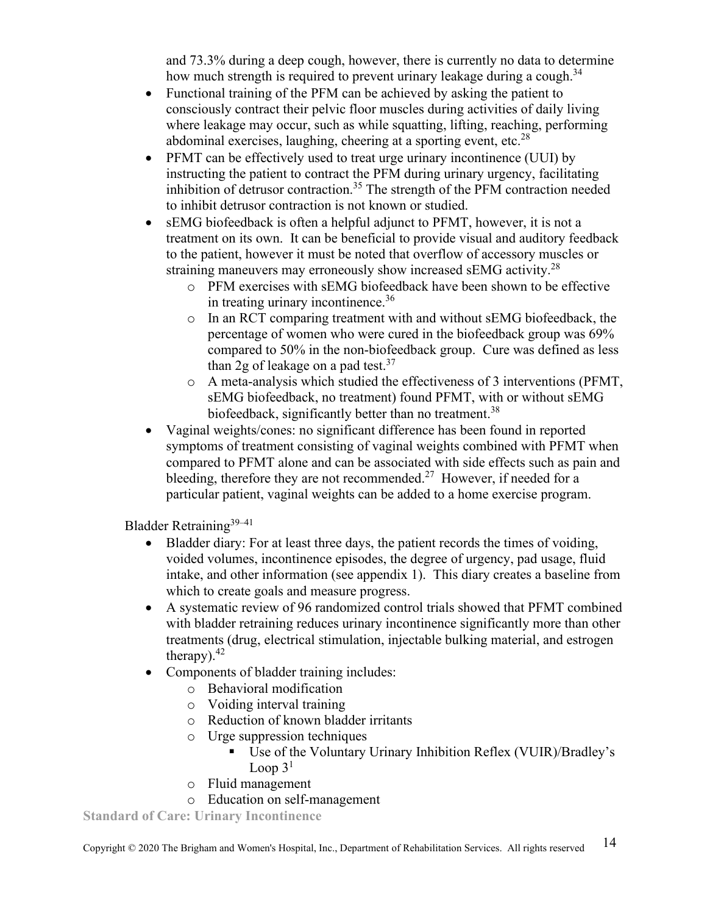and 73.3% during a deep cough, however, there is currently no data to determine how much strength is required to prevent urinary leakage during a cough.[34]

- Functional training of the PFM can be achieved by asking the patient to consciously contract their pelvic floor muscles during activities of daily living where leakage may occur, such as while squatting, lifting, reaching, performing abdominal exercises, laughing, cheering at a sporting event, etc.[28]
- PFMT can be effectively used to treat urge urinary incontinence (UUI) by instructing the patient to contract the PFM during urinary urgency, facilitating inhibition of detrusor contraction.[35] The strength of the PFM contraction needed to inhibit detrusor contraction is not known or studied.
- sEMG biofeedback is often a helpful adjunct to PFMT, however, it is not a treatment on its own. It can be beneficial to provide visual and auditory feedback to the patient, however it must be noted that overflow of accessory muscles or straining maneuvers may erroneously show increased sEMG activity.[28]
  - PFM exercises with sEMG biofeedback have been shown to be effective in treating urinary incontinence.[36]
  - In an RCT comparing treatment with and without sEMG biofeedback, the percentage of women who were cured in the biofeedback group was 69% compared to 50% in the non-biofeedback group. Cure was defined as less than 2g of leakage on a pad test.[37]
  - A meta-analysis which studied the effectiveness of 3 interventions (PFMT, sEMG biofeedback, no treatment) found PFMT, with or without sEMG biofeedback, significantly better than no treatment.[38]
- Vaginal weights/cones: no significant difference has been found in reported symptoms of treatment consisting of vaginal weights combined with PFMT when compared to PFMT alone and can be associated with side effects such as pain and bleeding, therefore they are not recommended.[27] However, if needed for a particular patient, vaginal weights can be added to a home exercise program.

Bladder Retraining[39–41]

- Bladder diary: For at least three days, the patient records the times of voiding, voided volumes, incontinence episodes, the degree of urgency, pad usage, fluid intake, and other information (see appendix 1). This diary creates a baseline from which to create goals and measure progress.
- A systematic review of 96 randomized control trials showed that PFMT combined with bladder retraining reduces urinary incontinence significantly more than other treatments (drug, electrical stimulation, injectable bulking material, and estrogen therapy).[42]
- Components of bladder training includes:
  - Behavioral modification
  - Voiding interval training
  - Reduction of known bladder irritants
  - Urge suppression techniques
    - Use of the Voluntary Urinary Inhibition Reflex (VUIR)/Bradley's Loop 3[1]
  - Fluid management
  - Education on self-management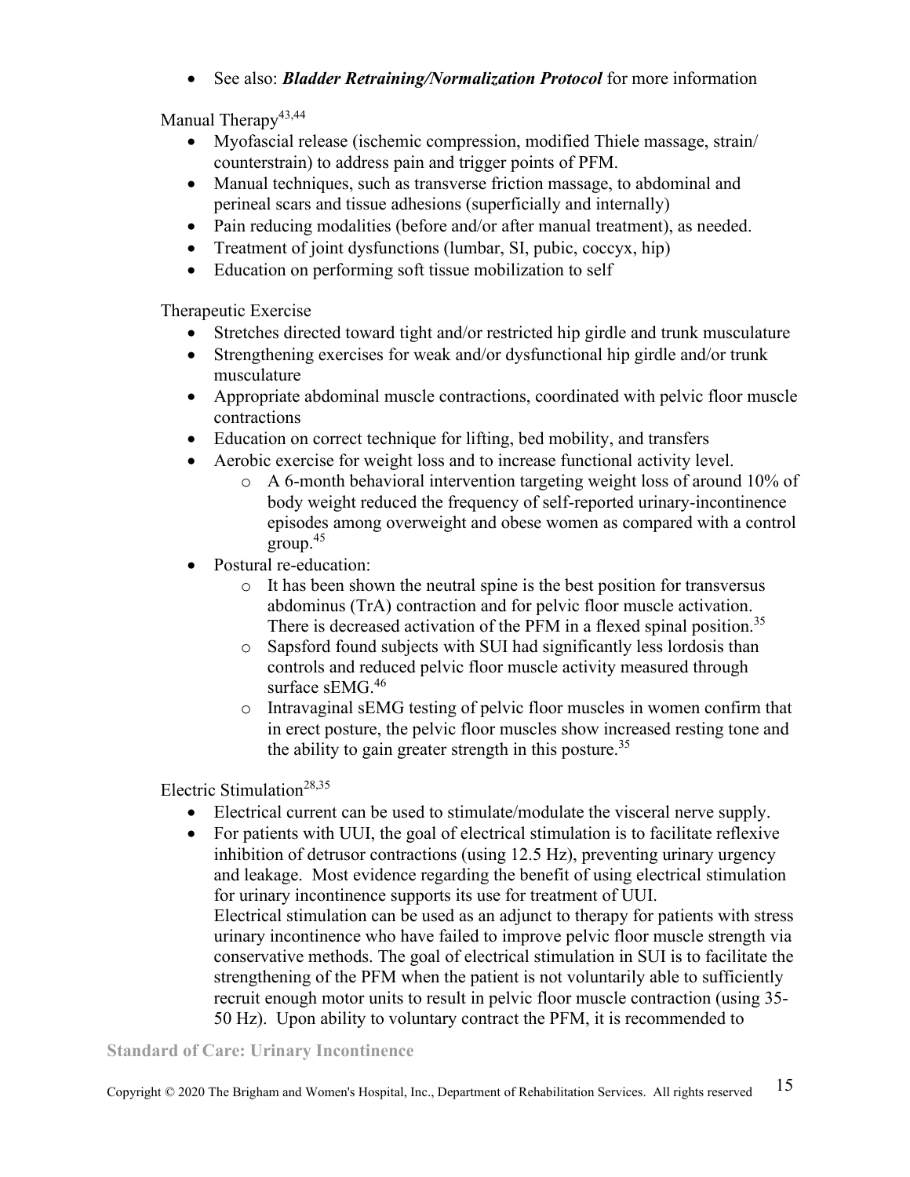- See also: ***Bladder Retraining/Normalization Protocol*** for more information

Manual Therapy[43,44]

- Myofascial release (ischemic compression, modified Thiele massage, strain/ counterstrain) to address pain and trigger points of PFM.
- Manual techniques, such as transverse friction massage, to abdominal and perineal scars and tissue adhesions (superficially and internally)
- Pain reducing modalities (before and/or after manual treatment), as needed.
- Treatment of joint dysfunctions (lumbar, SI, pubic, coccyx, hip)
- Education on performing soft tissue mobilization to self

Therapeutic Exercise

- Stretches directed toward tight and/or restricted hip girdle and trunk musculature
- Strengthening exercises for weak and/or dysfunctional hip girdle and/or trunk musculature
- Appropriate abdominal muscle contractions, coordinated with pelvic floor muscle contractions
- Education on correct technique for lifting, bed mobility, and transfers
- Aerobic exercise for weight loss and to increase functional activity level.
    - A 6-month behavioral intervention targeting weight loss of around 10% of body weight reduced the frequency of self-reported urinary-incontinence episodes among overweight and obese women as compared with a control group.[45]
- Postural re-education:
    - It has been shown the neutral spine is the best position for transversus abdominus (TrA) contraction and for pelvic floor muscle activation. There is decreased activation of the PFM in a flexed spinal position.[35]
    - Sapsford found subjects with SUI had significantly less lordosis than controls and reduced pelvic floor muscle activity measured through surface sEMG.[46]
    - Intravaginal sEMG testing of pelvic floor muscles in women confirm that in erect posture, the pelvic floor muscles show increased resting tone and the ability to gain greater strength in this posture.[35]

Electric Stimulation[28,35]

- Electrical current can be used to stimulate/modulate the visceral nerve supply.
- For patients with UUI, the goal of electrical stimulation is to facilitate reflexive inhibition of detrusor contractions (using 12.5 Hz), preventing urinary urgency and leakage. Most evidence regarding the benefit of using electrical stimulation for urinary incontinence supports its use for treatment of UUI.
  Electrical stimulation can be used as an adjunct to therapy for patients with stress urinary incontinence who have failed to improve pelvic floor muscle strength via conservative methods. The goal of electrical stimulation in SUI is to facilitate the strengthening of the PFM when the patient is not voluntarily able to sufficiently recruit enough motor units to result in pelvic floor muscle contraction (using 35-50 Hz). Upon ability to voluntary contract the PFM, it is recommended to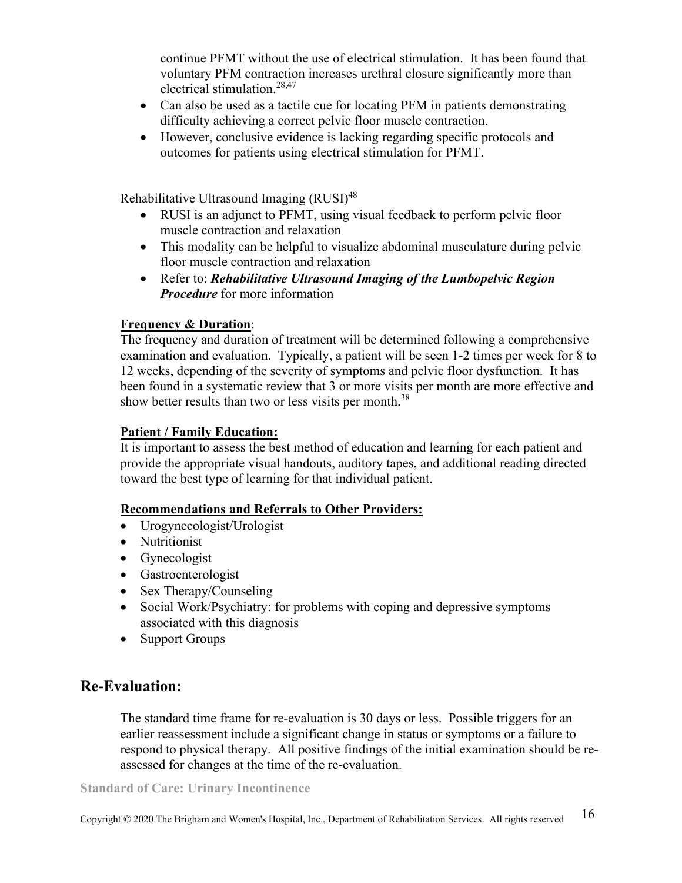continue PFMT without the use of electrical stimulation. It has been found that voluntary PFM contraction increases urethral closure significantly more than electrical stimulation.[28,47]

- Can also be used as a tactile cue for locating PFM in patients demonstrating difficulty achieving a correct pelvic floor muscle contraction.
- However, conclusive evidence is lacking regarding specific protocols and outcomes for patients using electrical stimulation for PFMT.

Rehabilitative Ultrasound Imaging (RUSI)[48]

- RUSI is an adjunct to PFMT, using visual feedback to perform pelvic floor muscle contraction and relaxation
- This modality can be helpful to visualize abdominal musculature during pelvic floor muscle contraction and relaxation
- Refer to: ***Rehabilitative Ultrasound Imaging of the Lumbopelvic Region Procedure*** for more information

**<u>Frequency & Duration</u>**:
The frequency and duration of treatment will be determined following a comprehensive examination and evaluation. Typically, a patient will be seen 1-2 times per week for 8 to 12 weeks, depending of the severity of symptoms and pelvic floor dysfunction. It has been found in a systematic review that 3 or more visits per month are more effective and show better results than two or less visits per month.[38]

**<u>Patient / Family Education:</u>**
It is important to assess the best method of education and learning for each patient and provide the appropriate visual handouts, auditory tapes, and additional reading directed toward the best type of learning for that individual patient.

**<u>Recommendations and Referrals to Other Providers:</u>**

- Urogynecologist/Urologist
- Nutritionist
- Gynecologist
- Gastroenterologist
- Sex Therapy/Counseling
- Social Work/Psychiatry: for problems with coping and depressive symptoms associated with this diagnosis
- Support Groups

## Re-Evaluation:

The standard time frame for re-evaluation is 30 days or less. Possible triggers for an earlier reassessment include a significant change in status or symptoms or a failure to respond to physical therapy. All positive findings of the initial examination should be re-assessed for changes at the time of the re-evaluation.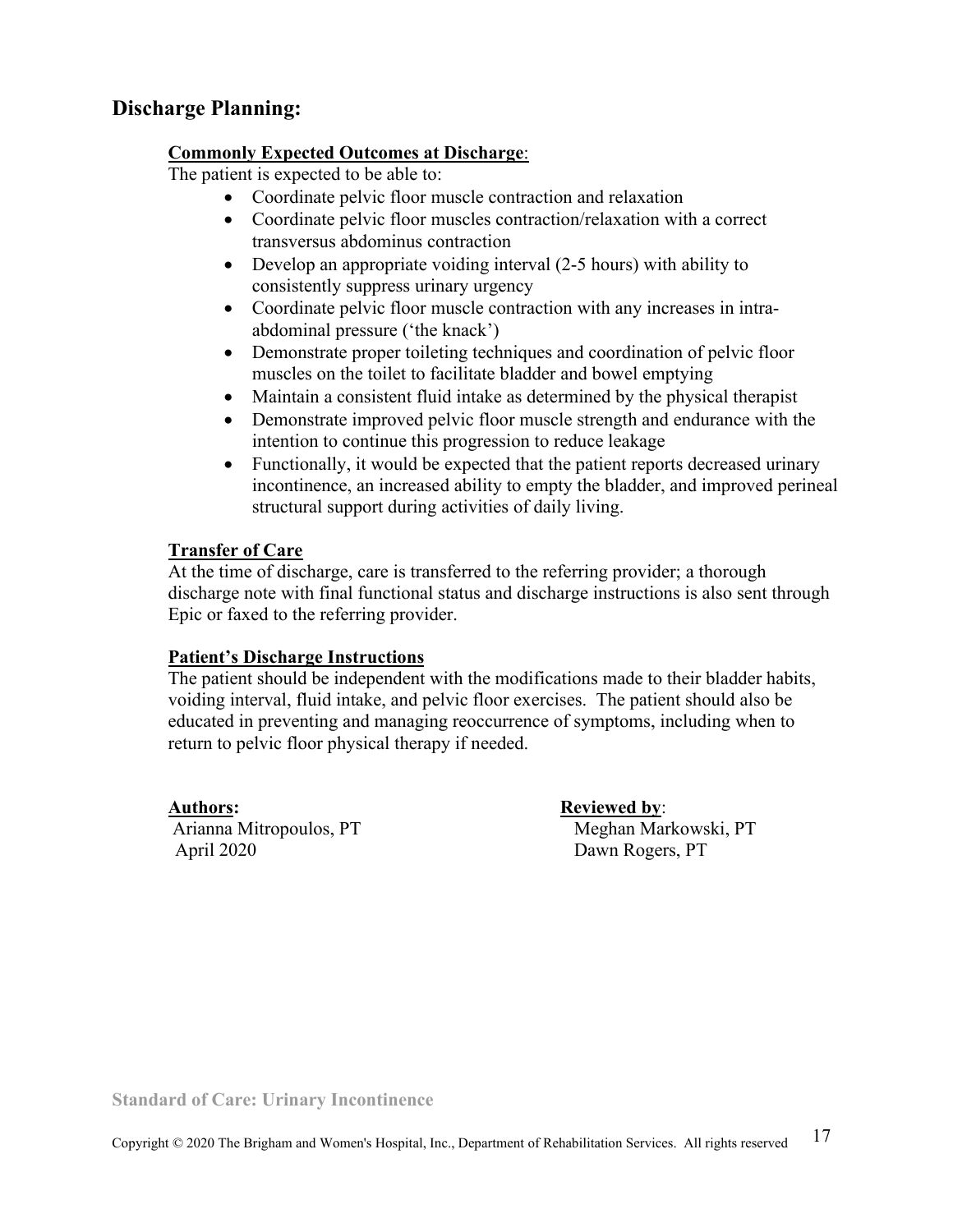## Discharge Planning:

**Commonly Expected Outcomes at Discharge**:

The patient is expected to be able to:

- Coordinate pelvic floor muscle contraction and relaxation
- Coordinate pelvic floor muscles contraction/relaxation with a correct transversus abdominus contraction
- Develop an appropriate voiding interval (2-5 hours) with ability to consistently suppress urinary urgency
- Coordinate pelvic floor muscle contraction with any increases in intra-abdominal pressure ('the knack')
- Demonstrate proper toileting techniques and coordination of pelvic floor muscles on the toilet to facilitate bladder and bowel emptying
- Maintain a consistent fluid intake as determined by the physical therapist
- Demonstrate improved pelvic floor muscle strength and endurance with the intention to continue this progression to reduce leakage
- Functionally, it would be expected that the patient reports decreased urinary incontinence, an increased ability to empty the bladder, and improved perineal structural support during activities of daily living.

**Transfer of Care**

At the time of discharge, care is transferred to the referring provider; a thorough discharge note with final functional status and discharge instructions is also sent through Epic or faxed to the referring provider.

**Patient's Discharge Instructions**

The patient should be independent with the modifications made to their bladder habits, voiding interval, fluid intake, and pelvic floor exercises. The patient should also be educated in preventing and managing reoccurrence of symptoms, including when to return to pelvic floor physical therapy if needed.

**Authors:**
Arianna Mitropoulos, PT
April 2020

**Reviewed by**:
Meghan Markowski, PT
Dawn Rogers, PT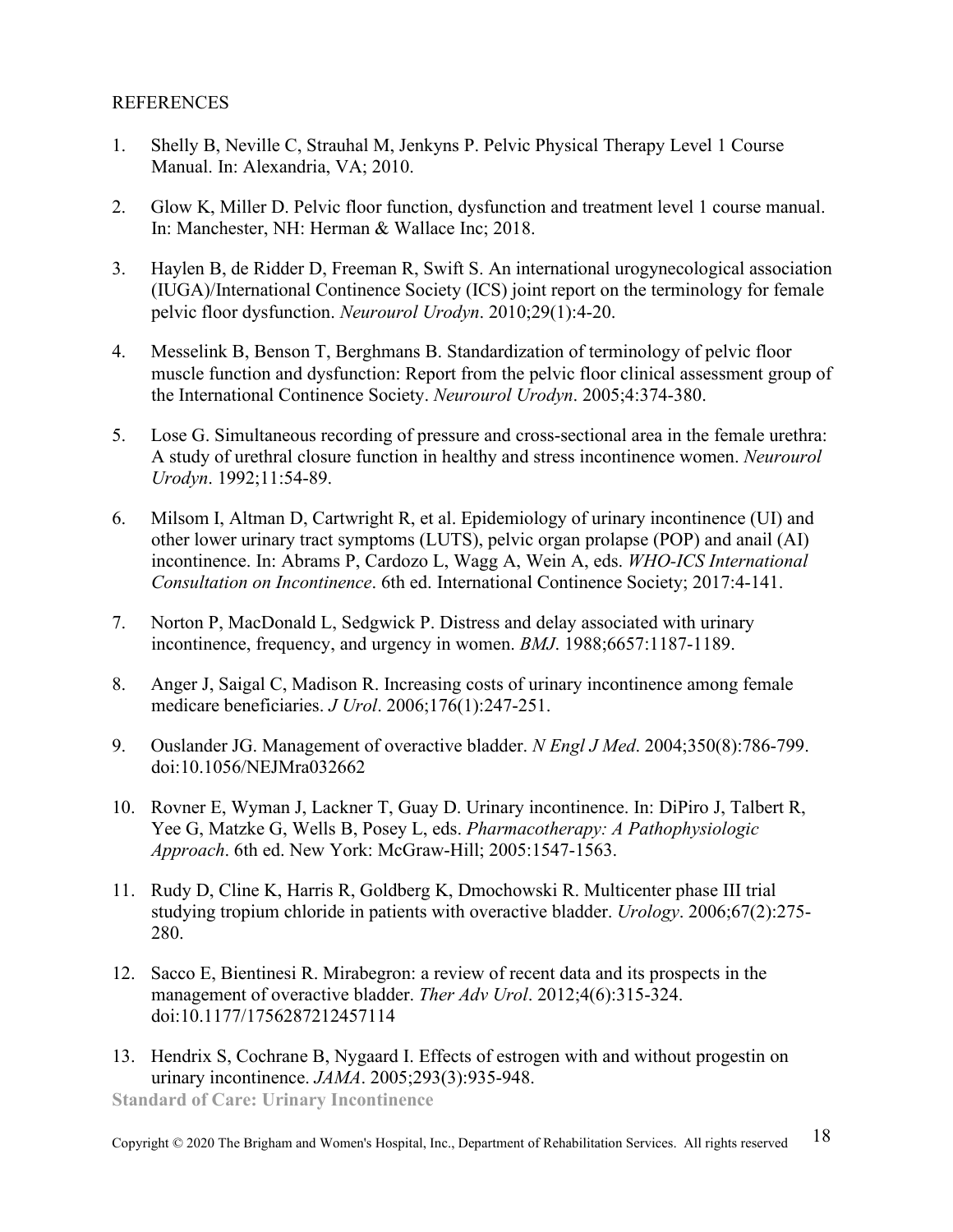REFERENCES

1. Shelly B, Neville C, Strauhal M, Jenkyns P. Pelvic Physical Therapy Level 1 Course Manual. In: Alexandria, VA; 2010.

2. Glow K, Miller D. Pelvic floor function, dysfunction and treatment level 1 course manual. In: Manchester, NH: Herman & Wallace Inc; 2018.

3. Haylen B, de Ridder D, Freeman R, Swift S. An international urogynecological association (IUGA)/International Continence Society (ICS) joint report on the terminology for female pelvic floor dysfunction. *Neurourol Urodyn*. 2010;29(1):4-20.

4. Messelink B, Benson T, Berghmans B. Standardization of terminology of pelvic floor muscle function and dysfunction: Report from the pelvic floor clinical assessment group of the International Continence Society. *Neurourol Urodyn*. 2005;4:374-380.

5. Lose G. Simultaneous recording of pressure and cross-sectional area in the female urethra: A study of urethral closure function in healthy and stress incontinence women. *Neurourol Urodyn*. 1992;11:54-89.

6. Milsom I, Altman D, Cartwright R, et al. Epidemiology of urinary incontinence (UI) and other lower urinary tract symptoms (LUTS), pelvic organ prolapse (POP) and anail (AI) incontinence. In: Abrams P, Cardozo L, Wagg A, Wein A, eds. *WHO-ICS International Consultation on Incontinence*. 6th ed. International Continence Society; 2017:4-141.

7. Norton P, MacDonald L, Sedgwick P. Distress and delay associated with urinary incontinence, frequency, and urgency in women. *BMJ*. 1988;6657:1187-1189.

8. Anger J, Saigal C, Madison R. Increasing costs of urinary incontinence among female medicare beneficiaries. *J Urol*. 2006;176(1):247-251.

9. Ouslander JG. Management of overactive bladder. *N Engl J Med*. 2004;350(8):786-799. doi:10.1056/NEJMra032662

10. Rovner E, Wyman J, Lackner T, Guay D. Urinary incontinence. In: DiPiro J, Talbert R, Yee G, Matzke G, Wells B, Posey L, eds. *Pharmacotherapy: A Pathophysiologic Approach*. 6th ed. New York: McGraw-Hill; 2005:1547-1563.

11. Rudy D, Cline K, Harris R, Goldberg K, Dmochowski R. Multicenter phase III trial studying tropium chloride in patients with overactive bladder. *Urology*. 2006;67(2):275-280.

12. Sacco E, Bientinesi R. Mirabegron: a review of recent data and its prospects in the management of overactive bladder. *Ther Adv Urol*. 2012;4(6):315-324. doi:10.1177/1756287212457114

13. Hendrix S, Cochrane B, Nygaard I. Effects of estrogen with and without progestin on urinary incontinence. *JAMA*. 2005;293(3):935-948.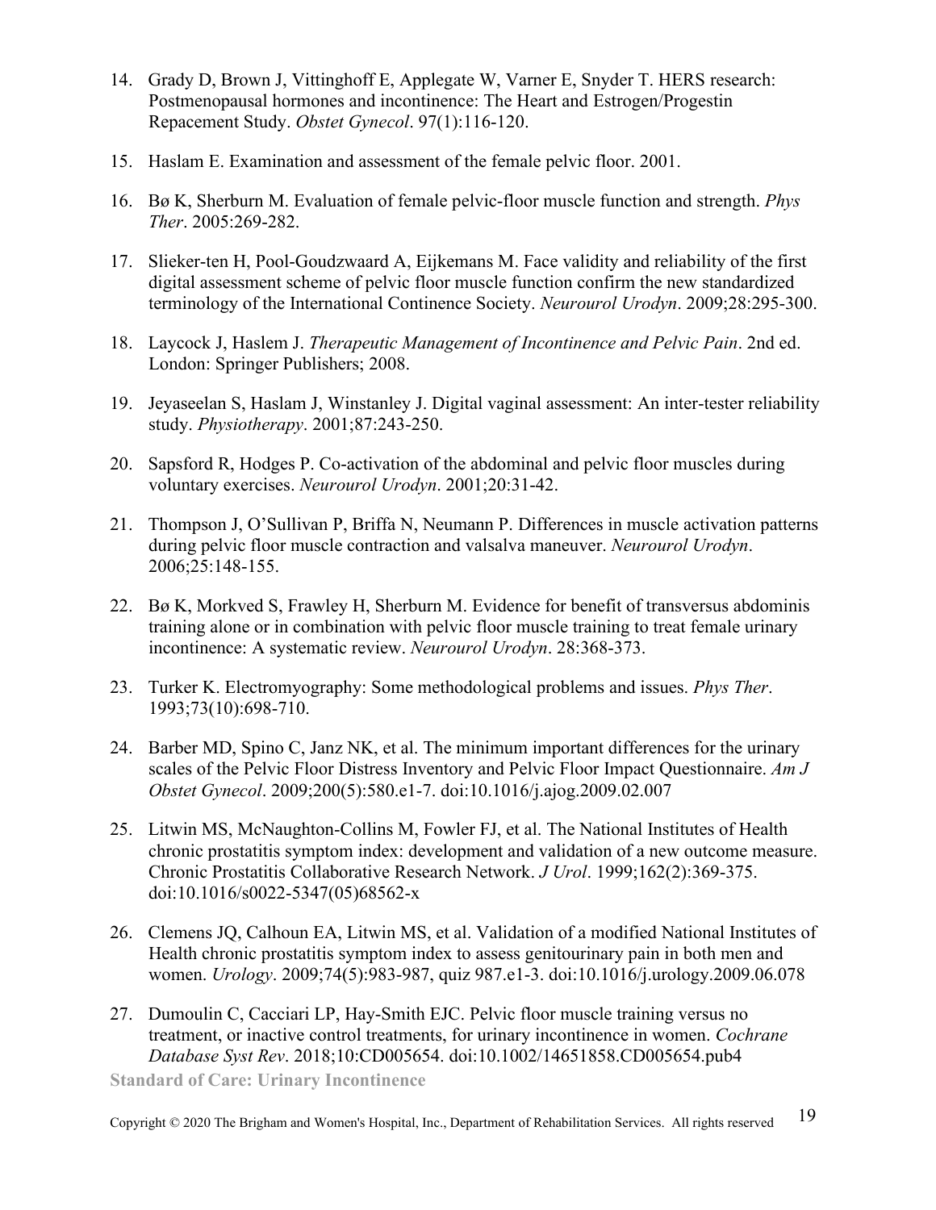14. Grady D, Brown J, Vittinghoff E, Applegate W, Varner E, Snyder T. HERS research: Postmenopausal hormones and incontinence: The Heart and Estrogen/Progestin Repacement Study. *Obstet Gynecol*. 97(1):116-120.

15. Haslam E. Examination and assessment of the female pelvic floor. 2001.

16. Bø K, Sherburn M. Evaluation of female pelvic-floor muscle function and strength. *Phys Ther*. 2005:269-282.

17. Slieker-ten H, Pool-Goudzwaard A, Eijkemans M. Face validity and reliability of the first digital assessment scheme of pelvic floor muscle function confirm the new standardized terminology of the International Continence Society. *Neurourol Urodyn*. 2009;28:295-300.

18. Laycock J, Haslem J. *Therapeutic Management of Incontinence and Pelvic Pain*. 2nd ed. London: Springer Publishers; 2008.

19. Jeyaseelan S, Haslam J, Winstanley J. Digital vaginal assessment: An inter-tester reliability study. *Physiotherapy*. 2001;87:243-250.

20. Sapsford R, Hodges P. Co-activation of the abdominal and pelvic floor muscles during voluntary exercises. *Neurourol Urodyn*. 2001;20:31-42.

21. Thompson J, O'Sullivan P, Briffa N, Neumann P. Differences in muscle activation patterns during pelvic floor muscle contraction and valsalva maneuver. *Neurourol Urodyn*. 2006;25:148-155.

22. Bø K, Morkved S, Frawley H, Sherburn M. Evidence for benefit of transversus abdominis training alone or in combination with pelvic floor muscle training to treat female urinary incontinence: A systematic review. *Neurourol Urodyn*. 28:368-373.

23. Turker K. Electromyography: Some methodological problems and issues. *Phys Ther*. 1993;73(10):698-710.

24. Barber MD, Spino C, Janz NK, et al. The minimum important differences for the urinary scales of the Pelvic Floor Distress Inventory and Pelvic Floor Impact Questionnaire. *Am J Obstet Gynecol*. 2009;200(5):580.e1-7. doi:10.1016/j.ajog.2009.02.007

25. Litwin MS, McNaughton-Collins M, Fowler FJ, et al. The National Institutes of Health chronic prostatitis symptom index: development and validation of a new outcome measure. Chronic Prostatitis Collaborative Research Network. *J Urol*. 1999;162(2):369-375. doi:10.1016/s0022-5347(05)68562-x

26. Clemens JQ, Calhoun EA, Litwin MS, et al. Validation of a modified National Institutes of Health chronic prostatitis symptom index to assess genitourinary pain in both men and women. *Urology*. 2009;74(5):983-987, quiz 987.e1-3. doi:10.1016/j.urology.2009.06.078

27. Dumoulin C, Cacciari LP, Hay-Smith EJC. Pelvic floor muscle training versus no treatment, or inactive control treatments, for urinary incontinence in women. *Cochrane Database Syst Rev*. 2018;10:CD005654. doi:10.1002/14651858.CD005654.pub4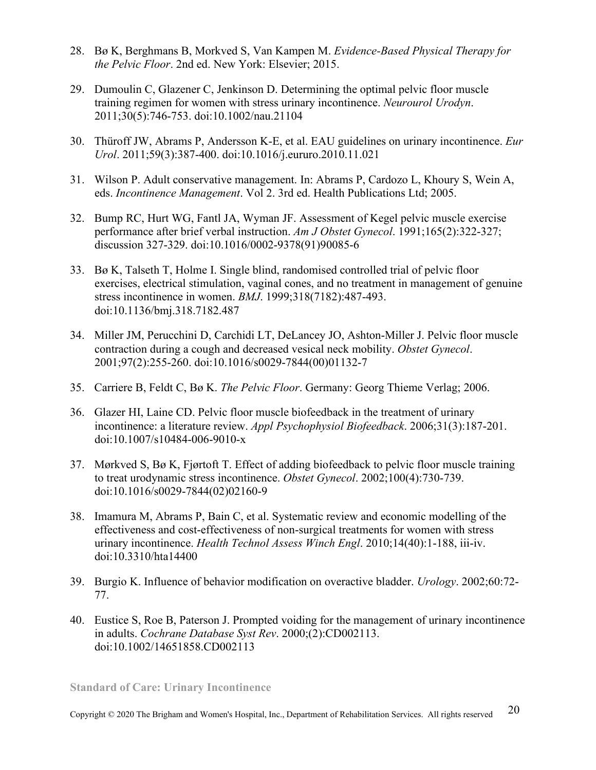28. Bø K, Berghmans B, Morkved S, Van Kampen M. *Evidence-Based Physical Therapy for the Pelvic Floor*. 2nd ed. New York: Elsevier; 2015.

29. Dumoulin C, Glazener C, Jenkinson D. Determining the optimal pelvic floor muscle training regimen for women with stress urinary incontinence. *Neurourol Urodyn*. 2011;30(5):746-753. doi:10.1002/nau.21104

30. Thüroff JW, Abrams P, Andersson K-E, et al. EAU guidelines on urinary incontinence. *Eur Urol*. 2011;59(3):387-400. doi:10.1016/j.eururo.2010.11.021

31. Wilson P. Adult conservative management. In: Abrams P, Cardozo L, Khoury S, Wein A, eds. *Incontinence Management*. Vol 2. 3rd ed. Health Publications Ltd; 2005.

32. Bump RC, Hurt WG, Fantl JA, Wyman JF. Assessment of Kegel pelvic muscle exercise performance after brief verbal instruction. *Am J Obstet Gynecol*. 1991;165(2):322-327; discussion 327-329. doi:10.1016/0002-9378(91)90085-6

33. Bø K, Talseth T, Holme I. Single blind, randomised controlled trial of pelvic floor exercises, electrical stimulation, vaginal cones, and no treatment in management of genuine stress incontinence in women. *BMJ*. 1999;318(7182):487-493. doi:10.1136/bmj.318.7182.487

34. Miller JM, Perucchini D, Carchidi LT, DeLancey JO, Ashton-Miller J. Pelvic floor muscle contraction during a cough and decreased vesical neck mobility. *Obstet Gynecol*. 2001;97(2):255-260. doi:10.1016/s0029-7844(00)01132-7

35. Carriere B, Feldt C, Bø K. *The Pelvic Floor*. Germany: Georg Thieme Verlag; 2006.

36. Glazer HI, Laine CD. Pelvic floor muscle biofeedback in the treatment of urinary incontinence: a literature review. *Appl Psychophysiol Biofeedback*. 2006;31(3):187-201. doi:10.1007/s10484-006-9010-x

37. Mørkved S, Bø K, Fjørtoft T. Effect of adding biofeedback to pelvic floor muscle training to treat urodynamic stress incontinence. *Obstet Gynecol*. 2002;100(4):730-739. doi:10.1016/s0029-7844(02)02160-9

38. Imamura M, Abrams P, Bain C, et al. Systematic review and economic modelling of the effectiveness and cost-effectiveness of non-surgical treatments for women with stress urinary incontinence. *Health Technol Assess Winch Engl*. 2010;14(40):1-188, iii-iv. doi:10.3310/hta14400

39. Burgio K. Influence of behavior modification on overactive bladder. *Urology*. 2002;60:72-77.

40. Eustice S, Roe B, Paterson J. Prompted voiding for the management of urinary incontinence in adults. *Cochrane Database Syst Rev*. 2000;(2):CD002113. doi:10.1002/14651858.CD002113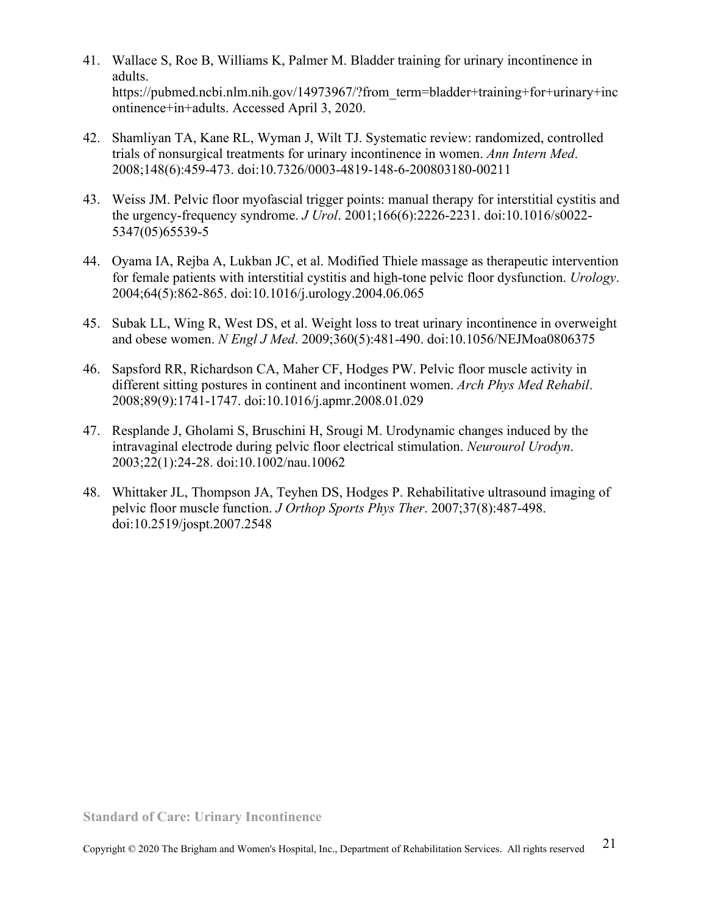41. Wallace S, Roe B, Williams K, Palmer M. Bladder training for urinary incontinence in adults. https://pubmed.ncbi.nlm.nih.gov/14973967/?from_term=bladder+training+for+urinary+incontinence+in+adults. Accessed April 3, 2020.

42. Shamliyan TA, Kane RL, Wyman J, Wilt TJ. Systematic review: randomized, controlled trials of nonsurgical treatments for urinary incontinence in women. *Ann Intern Med*. 2008;148(6):459-473. doi:10.7326/0003-4819-148-6-200803180-00211

43. Weiss JM. Pelvic floor myofascial trigger points: manual therapy for interstitial cystitis and the urgency-frequency syndrome. *J Urol*. 2001;166(6):2226-2231. doi:10.1016/s0022-5347(05)65539-5

44. Oyama IA, Rejba A, Lukban JC, et al. Modified Thiele massage as therapeutic intervention for female patients with interstitial cystitis and high-tone pelvic floor dysfunction. *Urology*. 2004;64(5):862-865. doi:10.1016/j.urology.2004.06.065

45. Subak LL, Wing R, West DS, et al. Weight loss to treat urinary incontinence in overweight and obese women. *N Engl J Med*. 2009;360(5):481-490. doi:10.1056/NEJMoa0806375

46. Sapsford RR, Richardson CA, Maher CF, Hodges PW. Pelvic floor muscle activity in different sitting postures in continent and incontinent women. *Arch Phys Med Rehabil*. 2008;89(9):1741-1747. doi:10.1016/j.apmr.2008.01.029

47. Resplande J, Gholami S, Bruschini H, Srougi M. Urodynamic changes induced by the intravaginal electrode during pelvic floor electrical stimulation. *Neurourol Urodyn*. 2003;22(1):24-28. doi:10.1002/nau.10062

48. Whittaker JL, Thompson JA, Teyhen DS, Hodges P. Rehabilitative ultrasound imaging of pelvic floor muscle function. *J Orthop Sports Phys Ther*. 2007;37(8):487-498. doi:10.2519/jospt.2007.2548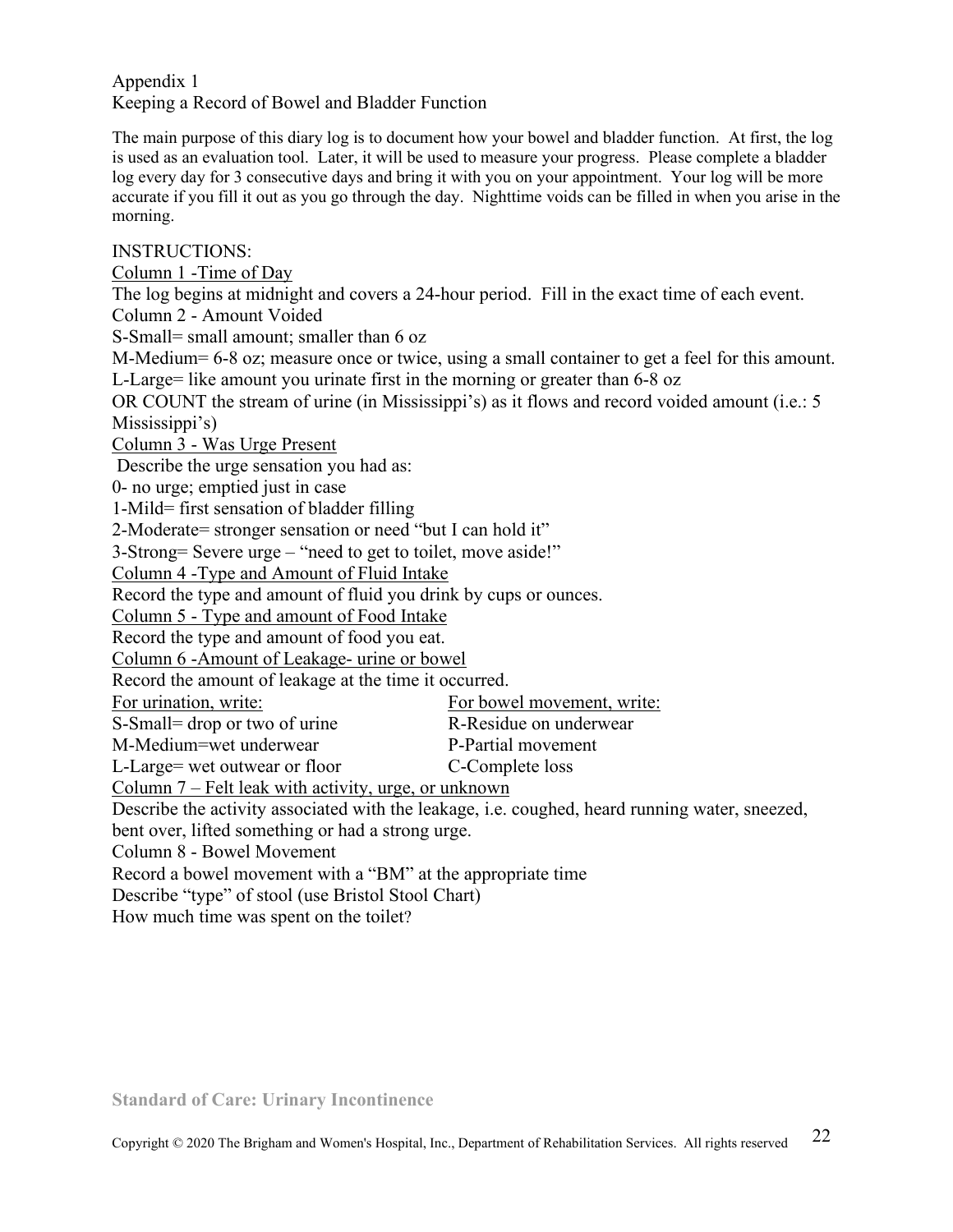Appendix 1
Keeping a Record of Bowel and Bladder Function

The main purpose of this diary log is to document how your bowel and bladder function. At first, the log is used as an evaluation tool. Later, it will be used to measure your progress. Please complete a bladder log every day for 3 consecutive days and bring it with you on your appointment. Your log will be more accurate if you fill it out as you go through the day. Nighttime voids can be filled in when you arise in the morning.

INSTRUCTIONS:

Column 1 -Time of Day

The log begins at midnight and covers a 24-hour period. Fill in the exact time of each event.

Column 2 - Amount Voided

S-Small= small amount; smaller than 6 oz

M-Medium= 6-8 oz; measure once or twice, using a small container to get a feel for this amount.

L-Large= like amount you urinate first in the morning or greater than 6-8 oz

OR COUNT the stream of urine (in Mississippi's) as it flows and record voided amount (i.e.: 5 Mississippi's)

Column 3 - Was Urge Present

Describe the urge sensation you had as:

0- no urge; emptied just in case

1-Mild= first sensation of bladder filling

2-Moderate= stronger sensation or need "but I can hold it"

3-Strong= Severe urge – "need to get to toilet, move aside!"

Column 4 -Type and Amount of Fluid Intake

Record the type and amount of fluid you drink by cups or ounces.

Column 5 - Type and amount of Food Intake

Record the type and amount of food you eat.

Column 6 -Amount of Leakage- urine or bowel

Record the amount of leakage at the time it occurred.

| For urination, write: | For bowel movement, write: |
|---|---|
| S-Small= drop or two of urine | R-Residue on underwear |
| M-Medium=wet underwear | P-Partial movement |
| L-Large= wet outwear or floor | C-Complete loss |

Column 7 – Felt leak with activity, urge, or unknown

Describe the activity associated with the leakage, i.e. coughed, heard running water, sneezed, bent over, lifted something or had a strong urge.

Column 8 - Bowel Movement

Record a bowel movement with a "BM" at the appropriate time

Describe "type" of stool (use Bristol Stool Chart)

How much time was spent on the toilet?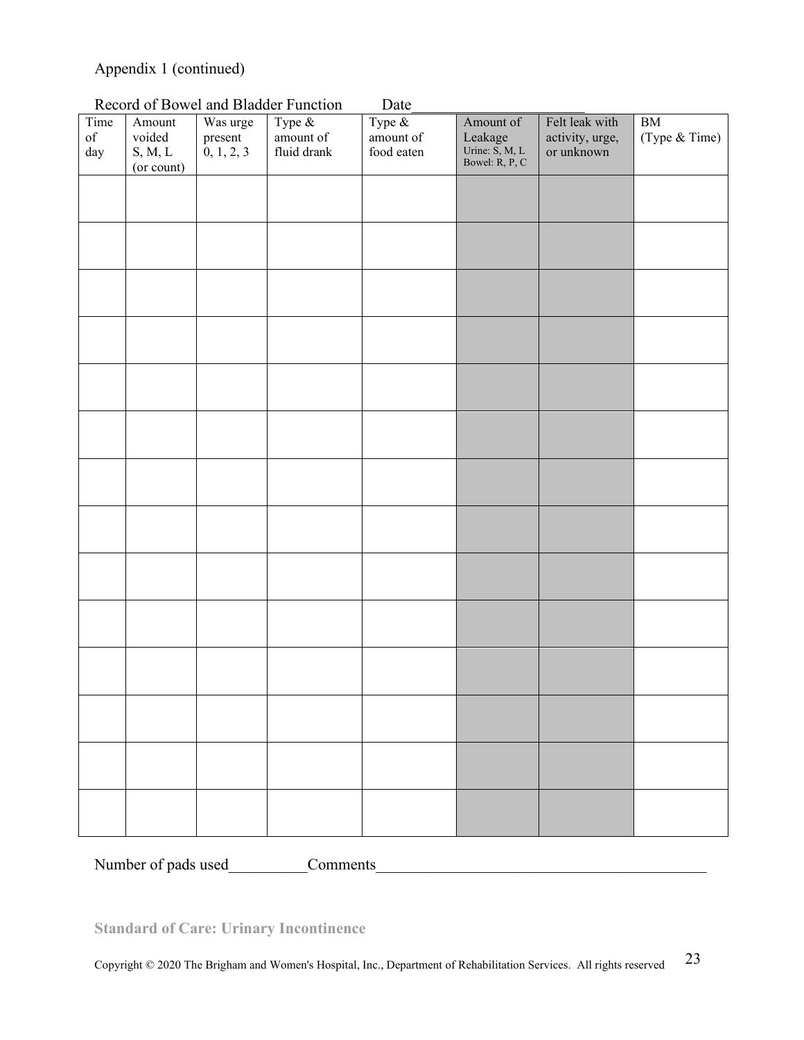Appendix 1 (continued)

Record of Bowel and Bladder Function Date____________________

| Time of day | Amount voided S, M, L (or count) | Was urge present 0, 1, 2, 3 | Type & amount of fluid drank | Type & amount of food eaten | Amount of Leakage Urine: S, M, L Bowel: R, P, C | Felt leak with activity, urge, or unknown | BM (Type & Time) |
| --- | --- | --- | --- | --- | --- | --- | --- |
| | | | | | | | |
| | | | | | | | |
| | | | | | | | |
| | | | | | | | |
| | | | | | | | |
| | | | | | | | |
| | | | | | | | |
| | | | | | | | |
| | | | | | | | |
| | | | | | | | |
| | | | | | | | |
| | | | | | | | |
| | | | | | | | |
| | | | | | | | |

Number of pads used__________Comments___________________________________________

**Standard of Care: Urinary Incontinence**

Copyright © 2020 The Brigham and Women's Hospital, Inc., Department of Rehabilitation Services. All rights reserved